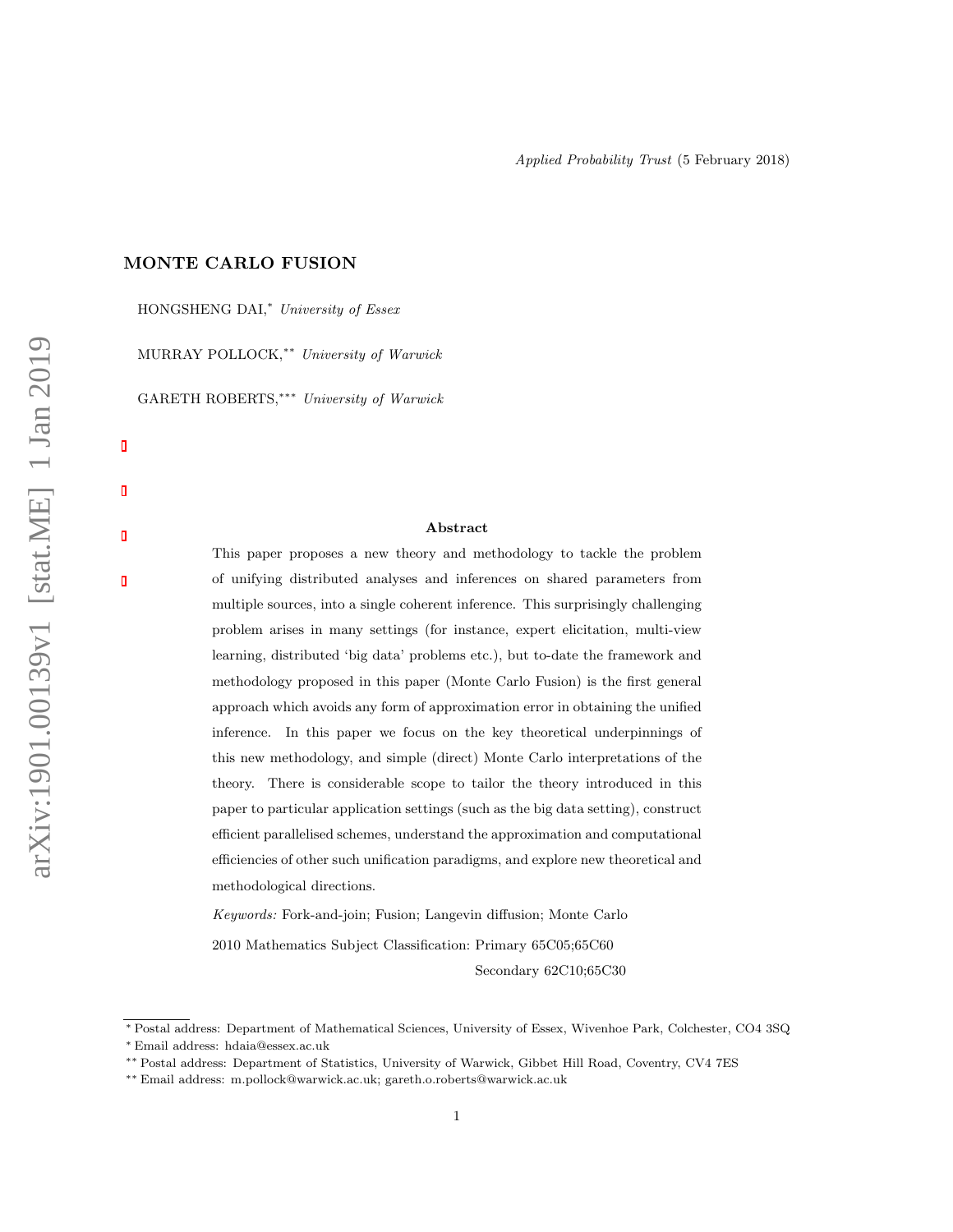Applied Probability Trust (5 February 2018)

# MONTE CARLO FUSION

HONGSHENG DAI,[*] *University of Essex*

MURRAY POLLOCK,[**] *University of Warwick*

GARETH ROBERTS,[***] *University of Warwick*

## Abstract

This paper proposes a new theory and methodology to tackle the problem of unifying distributed analyses and inferences on shared parameters from multiple sources, into a single coherent inference. This surprisingly challenging problem arises in many settings (for instance, expert elicitation, multi-view learning, distributed 'big data' problems etc.), but to-date the framework and methodology proposed in this paper (Monte Carlo Fusion) is the first general approach which avoids any form of approximation error in obtaining the unified inference. In this paper we focus on the key theoretical underpinnings of this new methodology, and simple (direct) Monte Carlo interpretations of the theory. There is considerable scope to tailor the theory introduced in this paper to particular application settings (such as the big data setting), construct efficient parallelised schemes, understand the approximation and computational efficiencies of other such unification paradigms, and explore new theoretical and methodological directions.

*Keywords:* Fork-and-join; Fusion; Langevin diffusion; Monte Carlo

2010 Mathematics Subject Classification: Primary 65C05;65C60
Secondary 62C10;65C30

---

[*] Postal address: Department of Mathematical Sciences, University of Essex, Wivenhoe Park, Colchester, CO4 3SQ

[*] Email address: hdaia@essex.ac.uk

[**] Postal address: Department of Statistics, University of Warwick, Gibbet Hill Road, Coventry, CV4 7ES

[**] Email address: m.pollock@warwick.ac.uk; gareth.o.roberts@warwick.ac.uk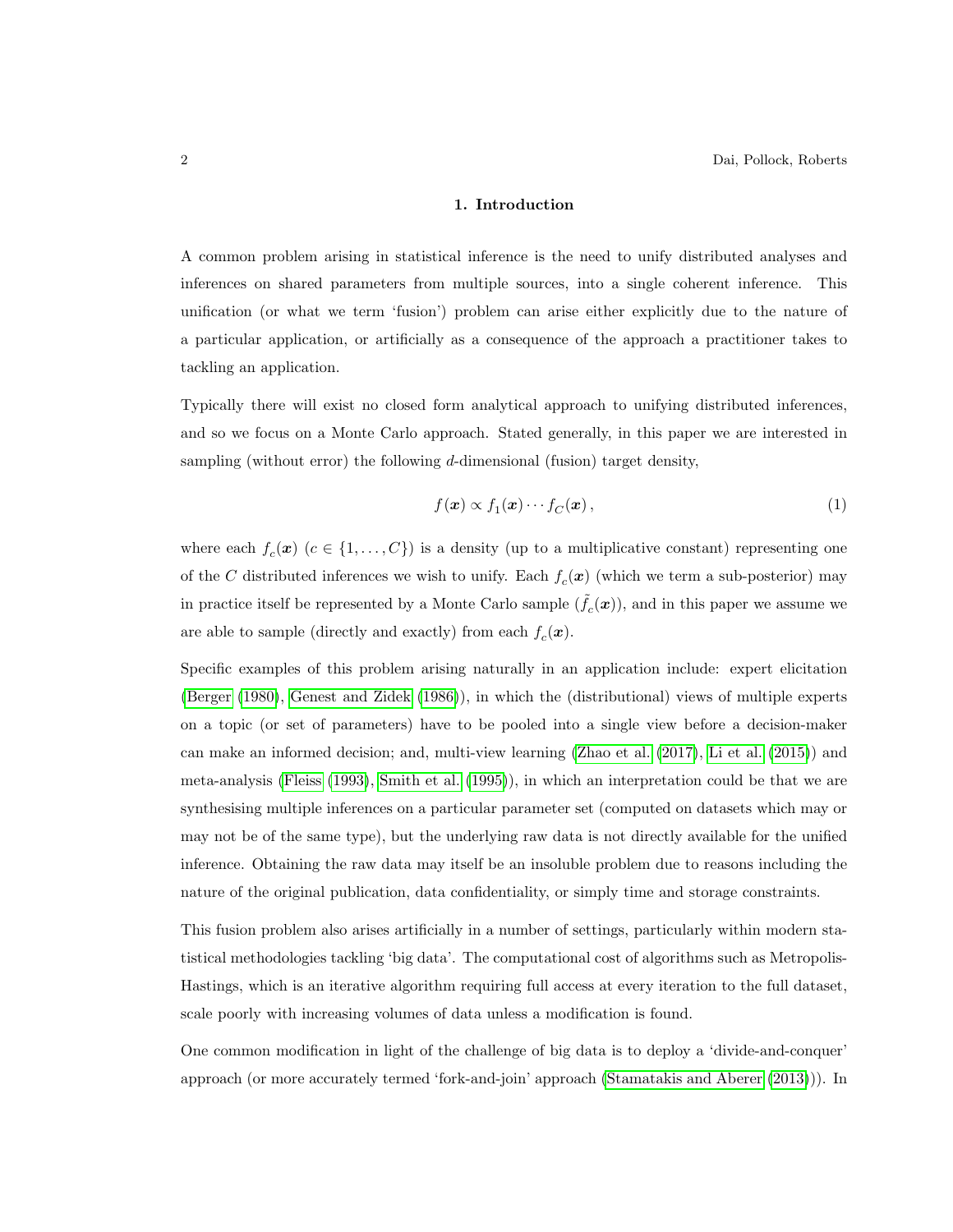# 1. Introduction

A common problem arising in statistical inference is the need to unify distributed analyses and inferences on shared parameters from multiple sources, into a single coherent inference. This unification (or what we term 'fusion') problem can arise either explicitly due to the nature of a particular application, or artificially as a consequence of the approach a practitioner takes to tackling an application.

Typically there will exist no closed form analytical approach to unifying distributed inferences, and so we focus on a Monte Carlo approach. Stated generally, in this paper we are interested in sampling (without error) the following $d$-dimensional (fusion) target density,

$$f(\boldsymbol{x}) \propto f_1(\boldsymbol{x}) \cdots f_C(\boldsymbol{x}), \tag{1}$$

where each $f_c(\boldsymbol{x})$ ($c \in \{1, \ldots, C\}$) is a density (up to a multiplicative constant) representing one of the $C$ distributed inferences we wish to unify. Each $f_c(\boldsymbol{x})$ (which we term a sub-posterior) may in practice itself be represented by a Monte Carlo sample ($\tilde{f}_c(\boldsymbol{x})$), and in this paper we assume we are able to sample (directly and exactly) from each $f_c(\boldsymbol{x})$.

Specific examples of this problem arising naturally in an application include: expert elicitation (Berger (1980), Genest and Zidek (1986)), in which the (distributional) views of multiple experts on a topic (or set of parameters) have to be pooled into a single view before a decision-maker can make an informed decision; and, multi-view learning (Zhao et al. (2017), Li et al. (2015)) and meta-analysis (Fleiss (1993), Smith et al. (1995)), in which an interpretation could be that we are synthesising multiple inferences on a particular parameter set (computed on datasets which may or may not be of the same type), but the underlying raw data is not directly available for the unified inference. Obtaining the raw data may itself be an insoluble problem due to reasons including the nature of the original publication, data confidentiality, or simply time and storage constraints.

This fusion problem also arises artificially in a number of settings, particularly within modern statistical methodologies tackling 'big data'. The computational cost of algorithms such as Metropolis-Hastings, which is an iterative algorithm requiring full access at every iteration to the full dataset, scale poorly with increasing volumes of data unless a modification is found.

One common modification in light of the challenge of big data is to deploy a 'divide-and-conquer' approach (or more accurately termed 'fork-and-join' approach (Stamatakis and Aberer (2013))). In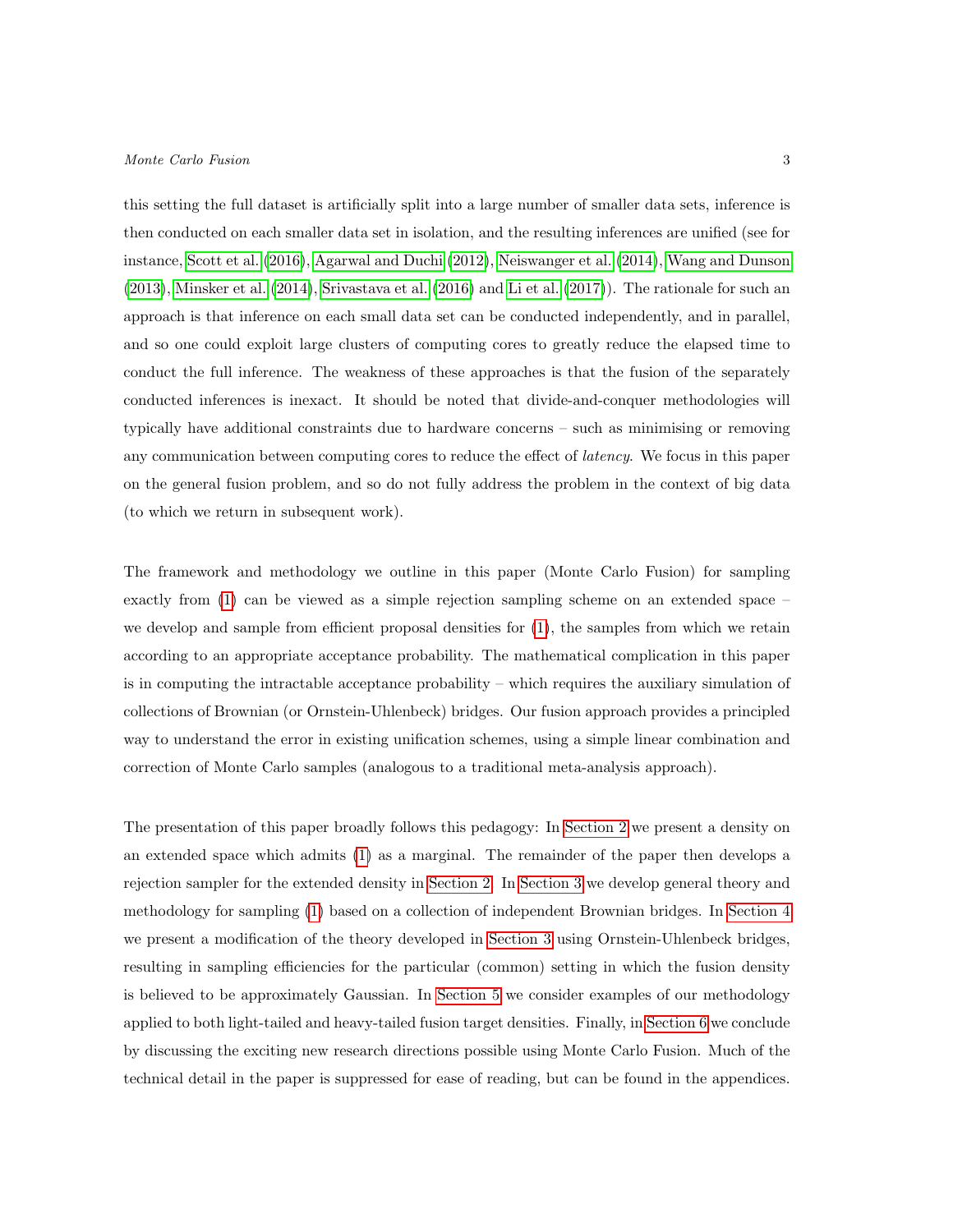this setting the full dataset is artificially split into a large number of smaller data sets, inference is then conducted on each smaller data set in isolation, and the resulting inferences are unified (see for instance, Scott et al. (2016), Agarwal and Duchi (2012), Neiswanger et al. (2014), Wang and Dunson (2013), Minsker et al. (2014), Srivastava et al. (2016) and Li et al. (2017)). The rationale for such an approach is that inference on each small data set can be conducted independently, and in parallel, and so one could exploit large clusters of computing cores to greatly reduce the elapsed time to conduct the full inference. The weakness of these approaches is that the fusion of the separately conducted inferences is inexact. It should be noted that divide-and-conquer methodologies will typically have additional constraints due to hardware concerns – such as minimising or removing any communication between computing cores to reduce the effect of *latency*. We focus in this paper on the general fusion problem, and so do not fully address the problem in the context of big data (to which we return in subsequent work).

The framework and methodology we outline in this paper (Monte Carlo Fusion) for sampling exactly from (1) can be viewed as a simple rejection sampling scheme on an extended space – we develop and sample from efficient proposal densities for (1), the samples from which we retain according to an appropriate acceptance probability. The mathematical complication in this paper is in computing the intractable acceptance probability – which requires the auxiliary simulation of collections of Brownian (or Ornstein-Uhlenbeck) bridges. Our fusion approach provides a principled way to understand the error in existing unification schemes, using a simple linear combination and correction of Monte Carlo samples (analogous to a traditional meta-analysis approach).

The presentation of this paper broadly follows this pedagogy: In Section 2 we present a density on an extended space which admits (1) as a marginal. The remainder of the paper then develops a rejection sampler for the extended density in Section 2. In Section 3 we develop general theory and methodology for sampling (1) based on a collection of independent Brownian bridges. In Section 4 we present a modification of the theory developed in Section 3 using Ornstein-Uhlenbeck bridges, resulting in sampling efficiencies for the particular (common) setting in which the fusion density is believed to be approximately Gaussian. In Section 5 we consider examples of our methodology applied to both light-tailed and heavy-tailed fusion target densities. Finally, in Section 6 we conclude by discussing the exciting new research directions possible using Monte Carlo Fusion. Much of the technical detail in the paper is suppressed for ease of reading, but can be found in the appendices.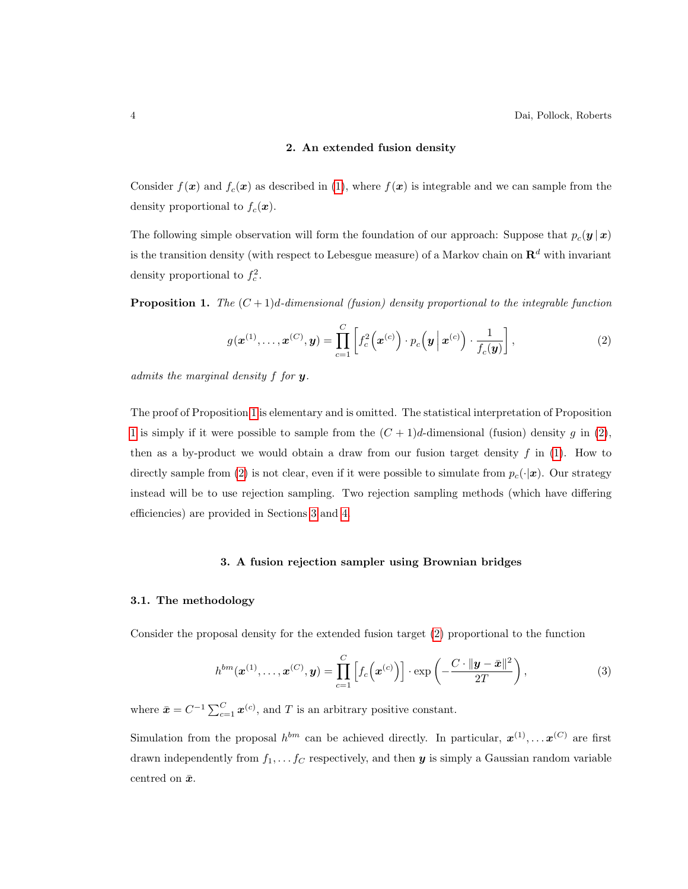## 2. An extended fusion density

Consider $f(\boldsymbol{x})$ and $f_c(\boldsymbol{x})$ as described in (1), where $f(\boldsymbol{x})$ is integrable and we can sample from the density proportional to $f_c(\boldsymbol{x})$.

The following simple observation will form the foundation of our approach: Suppose that $p_c(\boldsymbol{y} \,|\, \boldsymbol{x})$ is the transition density (with respect to Lebesgue measure) of a Markov chain on $\mathbf{R}^d$ with invariant density proportional to $f_c^2$.

**Proposition 1.** *The $(C+1)d$-dimensional (fusion) density proportional to the integrable function*

$$g(\boldsymbol{x}^{(1)}, \ldots, \boldsymbol{x}^{(C)}, \boldsymbol{y}) = \prod_{c=1}^{C} \left[ f_c^2\Big(\boldsymbol{x}^{(c)}\Big) \cdot p_c\Big(\boldsymbol{y} \,\Big|\, \boldsymbol{x}^{(c)}\Big) \cdot \frac{1}{f_c(\boldsymbol{y})} \right], \tag{2}$$

*admits the marginal density $f$ for $\boldsymbol{y}$.*

The proof of Proposition 1 is elementary and is omitted. The statistical interpretation of Proposition 1 is simply if it were possible to sample from the $(C+1)d$-dimensional (fusion) density $g$ in (2), then as a by-product we would obtain a draw from our fusion target density $f$ in (1). How to directly sample from (2) is not clear, even if it were possible to simulate from $p_c(\cdot|\boldsymbol{x})$. Our strategy instead will be to use rejection sampling. Two rejection sampling methods (which have differing efficiencies) are provided in Sections 3 and 4.

## 3. A fusion rejection sampler using Brownian bridges

### 3.1. The methodology

Consider the proposal density for the extended fusion target (2) proportional to the function

$$h^{bm}(\boldsymbol{x}^{(1)}, \ldots, \boldsymbol{x}^{(C)}, \boldsymbol{y}) = \prod_{c=1}^{C} \left[ f_c\Big(\boldsymbol{x}^{(c)}\Big) \right] \cdot \exp\left( -\frac{C \cdot \|\boldsymbol{y} - \bar{\boldsymbol{x}}\|^2}{2T} \right), \tag{3}$$

where $\bar{\boldsymbol{x}} = C^{-1} \sum_{c=1}^{C} \boldsymbol{x}^{(c)}$, and $T$ is an arbitrary positive constant.

Simulation from the proposal $h^{bm}$ can be achieved directly. In particular, $\boldsymbol{x}^{(1)}, \ldots \boldsymbol{x}^{(C)}$ are first drawn independently from $f_1, \ldots f_C$ respectively, and then $\boldsymbol{y}$ is simply a Gaussian random variable centred on $\bar{\boldsymbol{x}}$.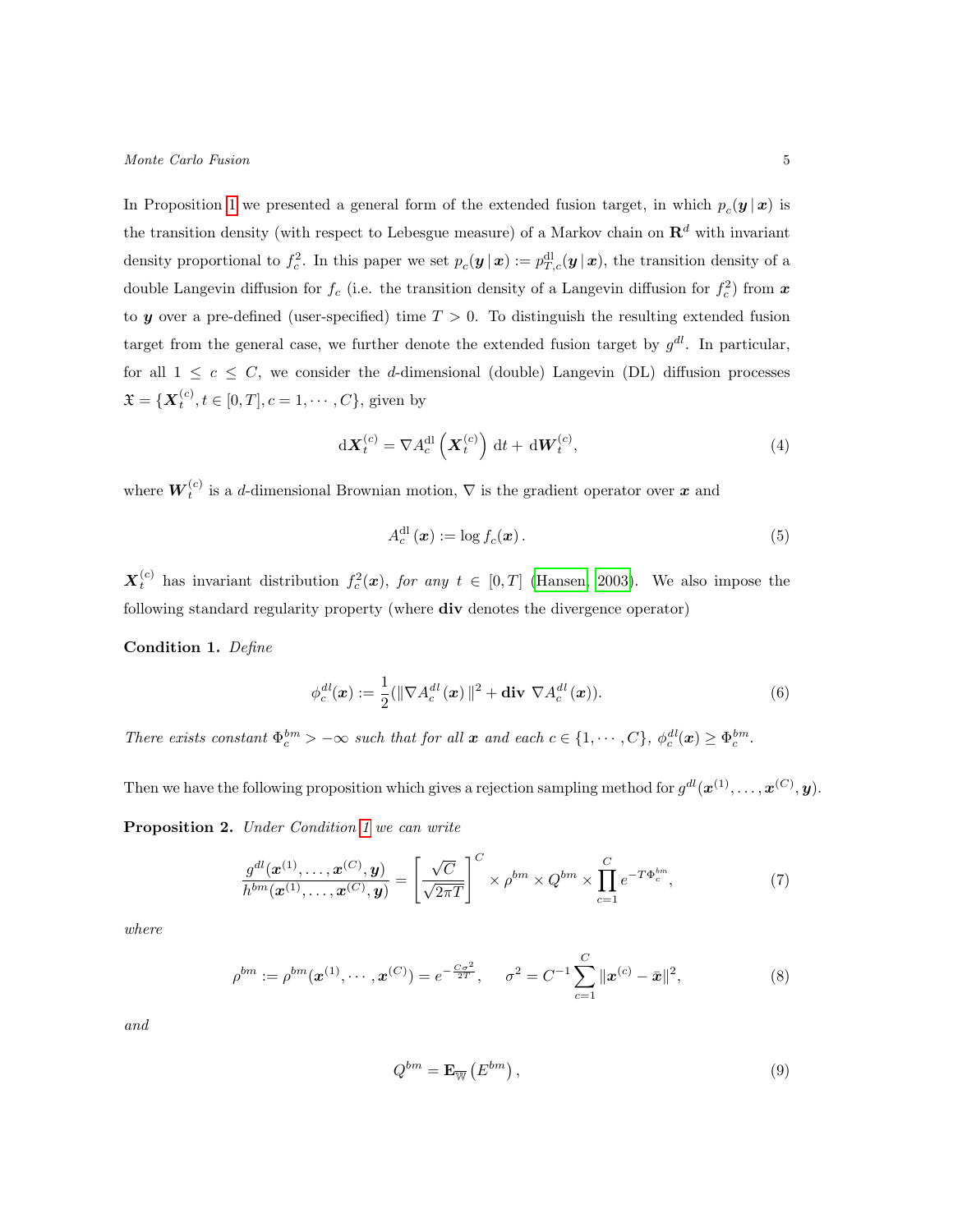In Proposition 1 we presented a general form of the extended fusion target, in which $p_c(\boldsymbol{y} \,|\, \boldsymbol{x})$ is the transition density (with respect to Lebesgue measure) of a Markov chain on $\mathbf{R}^d$ with invariant density proportional to $f_c^2$. In this paper we set $p_c(\boldsymbol{y} \,|\, \boldsymbol{x}) := p^{\text{dl}}_{T,c}(\boldsymbol{y} \,|\, \boldsymbol{x})$, the transition density of a double Langevin diffusion for $f_c$ (i.e. the transition density of a Langevin diffusion for $f_c^2$) from $\boldsymbol{x}$ to $\boldsymbol{y}$ over a pre-defined (user-specified) time $T > 0$. To distinguish the resulting extended fusion target from the general case, we further denote the extended fusion target by $g^{dl}$. In particular, for all $1 \leq c \leq C$, we consider the $d$-dimensional (double) Langevin (DL) diffusion processes $\mathfrak{X} = \{\boldsymbol{X}_t^{(c)}, t \in [0,T], c = 1, \cdots, C\}$, given by

$$\mathrm{d}\boldsymbol{X}_t^{(c)} = \nabla A_c^{\text{dl}}\left(\boldsymbol{X}_t^{(c)}\right)\,\mathrm{d}t + \mathrm{d}\boldsymbol{W}_t^{(c)}, \tag{4}$$

where $\boldsymbol{W}_t^{(c)}$ is a $d$-dimensional Brownian motion, $\nabla$ is the gradient operator over $\boldsymbol{x}$ and

$$A_c^{\text{dl}}(\boldsymbol{x}) := \log f_c(\boldsymbol{x}). \tag{5}$$

$\boldsymbol{X}_t^{(c)}$ has invariant distribution $f_c^2(\boldsymbol{x})$, *for any* $t \in [0,T]$ (Hansen, 2003). We also impose the following standard regularity property (where $\mathbf{div}$ denotes the divergence operator)

**Condition 1.** *Define*

$$\phi_c^{dl}(\boldsymbol{x}) := \frac{1}{2}(\|\nabla A_c^{dl}(\boldsymbol{x})\|^2 + \mathbf{div}\;\nabla A_c^{dl}(\boldsymbol{x})). \tag{6}$$

*There exists constant $\Phi_c^{bm} > -\infty$ such that for all $\boldsymbol{x}$ and each $c \in \{1, \cdots, C\}$, $\phi_c^{dl}(\boldsymbol{x}) \geq \Phi_c^{bm}$.*

Then we have the following proposition which gives a rejection sampling method for $g^{dl}(\boldsymbol{x}^{(1)}, \ldots, \boldsymbol{x}^{(C)}, \boldsymbol{y})$.

**Proposition 2.** *Under Condition 1 we can write*

$$\frac{g^{dl}(\boldsymbol{x}^{(1)}, \ldots, \boldsymbol{x}^{(C)}, \boldsymbol{y})}{h^{bm}(\boldsymbol{x}^{(1)}, \ldots, \boldsymbol{x}^{(C)}, \boldsymbol{y})} = \left[\frac{\sqrt{C}}{\sqrt{2\pi T}}\right]^C \times \rho^{bm} \times Q^{bm} \times \prod_{c=1}^{C} e^{-T\Phi_c^{bm}}, \tag{7}$$

*where*

$$\rho^{bm} := \rho^{bm}(\boldsymbol{x}^{(1)}, \cdots, \boldsymbol{x}^{(C)}) = e^{-\frac{C\sigma^2}{2T}}, \quad \sigma^2 = C^{-1}\sum_{c=1}^{C}\|\boldsymbol{x}^{(c)} - \bar{\boldsymbol{x}}\|^2, \tag{8}$$

*and*

$$Q^{bm} = \mathbf{E}_{\overline{\mathbb{W}}}\left(E^{bm}\right), \tag{9}$$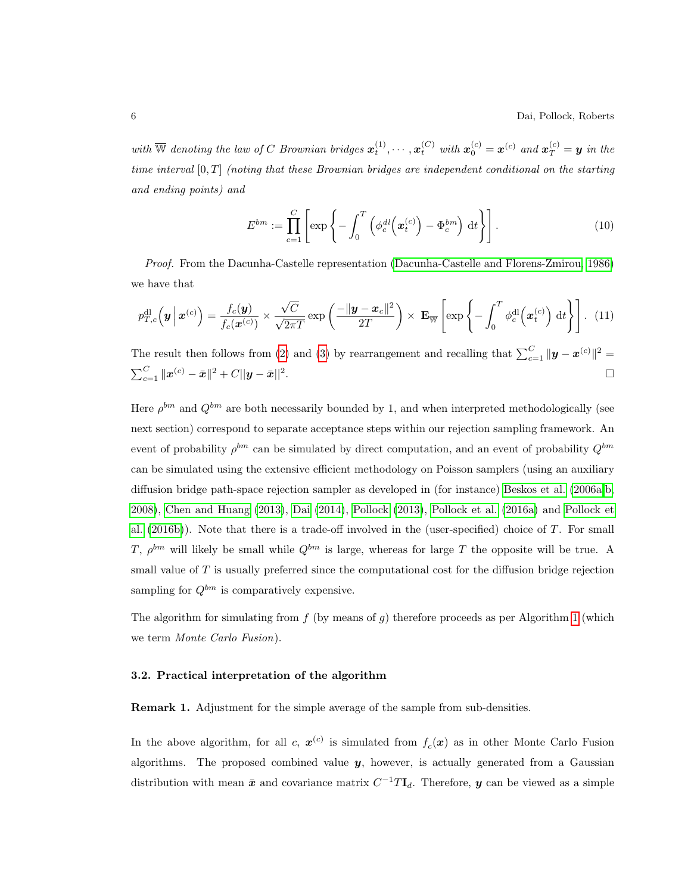*with $\overline{\mathbb{W}}$ denoting the law of $C$ Brownian bridges $\boldsymbol{x}_t^{(1)}, \cdots, \boldsymbol{x}_t^{(C)}$ with $\boldsymbol{x}_0^{(c)} = \boldsymbol{x}^{(c)}$ and $\boldsymbol{x}_T^{(c)} = \boldsymbol{y}$ in the time interval $[0, T]$ (noting that these Brownian bridges are independent conditional on the starting and ending points) and*

$$E^{bm} := \prod_{c=1}^{C} \left[ \exp\left\{ -\int_0^T \left( \phi_c^{dl}\left(\boldsymbol{x}_t^{(c)}\right) - \Phi_c^{bm} \right) \mathrm{d}t \right\} \right]. \tag{10}$$

*Proof.* From the Dacunha-Castelle representation (Dacunha-Castelle and Florens-Zmirou, 1986) we have that

$$p_{T,c}^{\mathrm{dl}}\left(\boldsymbol{y} \,\middle|\, \boldsymbol{x}^{(c)}\right) = \frac{f_c(\boldsymbol{y})}{f_c(\boldsymbol{x}^{(c)})} \times \frac{\sqrt{C}}{\sqrt{2\pi T}} \exp\left( \frac{-\|\boldsymbol{y} - \boldsymbol{x}_c\|^2}{2T} \right) \times \mathbf{E}_{\overline{\mathbb{W}}} \left[ \exp\left\{ -\int_0^T \phi_c^{\mathrm{dl}}\left(\boldsymbol{x}_t^{(c)}\right) \mathrm{d}t \right\} \right]. \tag{11}$$

The result then follows from (2) and (3) by rearrangement and recalling that $\sum_{c=1}^{C} \|\boldsymbol{y} - \boldsymbol{x}^{(c)}\|^2 = \sum_{c=1}^{C} \|\boldsymbol{x}^{(c)} - \bar{\boldsymbol{x}}\|^2 + C\|\boldsymbol{y} - \bar{\boldsymbol{x}}\|^2$. □

Here $\rho^{bm}$ and $Q^{bm}$ are both necessarily bounded by 1, and when interpreted methodologically (see next section) correspond to separate acceptance steps within our rejection sampling framework. An event of probability $\rho^{bm}$ can be simulated by direct computation, and an event of probability $Q^{bm}$ can be simulated using the extensive efficient methodology on Poisson samplers (using an auxiliary diffusion bridge path-space rejection sampler as developed in (for instance) Beskos et al. (2006a,b, 2008), Chen and Huang (2013), Dai (2014), Pollock (2013), Pollock et al. (2016a) and Pollock et al. (2016b)). Note that there is a trade-off involved in the (user-specified) choice of $T$. For small $T$, $\rho^{bm}$ will likely be small while $Q^{bm}$ is large, whereas for large $T$ the opposite will be true. A small value of $T$ is usually preferred since the computational cost for the diffusion bridge rejection sampling for $Q^{bm}$ is comparatively expensive.

The algorithm for simulating from $f$ (by means of $g$) therefore proceeds as per Algorithm 1 (which we term *Monte Carlo Fusion*).

### 3.2. Practical interpretation of the algorithm

**Remark 1.** Adjustment for the simple average of the sample from sub-densities.

In the above algorithm, for all $c$, $\boldsymbol{x}^{(c)}$ is simulated from $f_c(\boldsymbol{x})$ as in other Monte Carlo Fusion algorithms. The proposed combined value $\boldsymbol{y}$, however, is actually generated from a Gaussian distribution with mean $\bar{\boldsymbol{x}}$ and covariance matrix $C^{-1}T\mathbf{I}_d$. Therefore, $\boldsymbol{y}$ can be viewed as a simple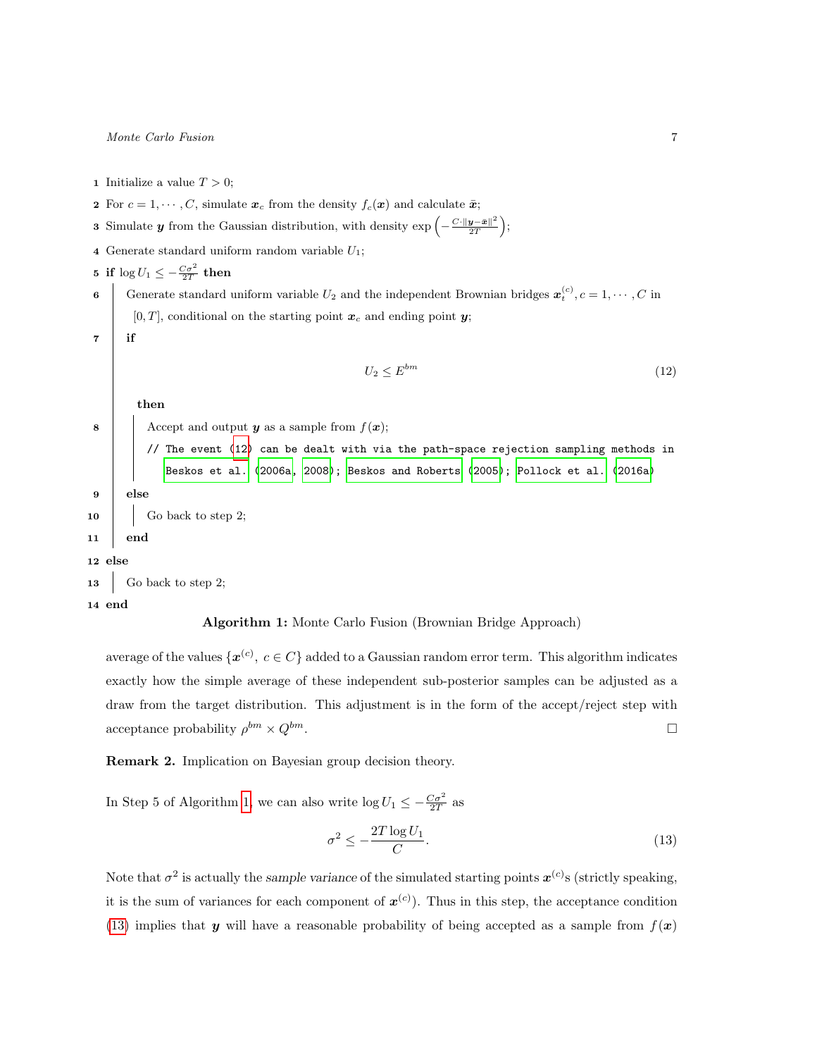```
1  Initialize a value T > 0;
2  For c = 1, ..., C, simulate x_c from the density f_c(x) and calculate x̄;
3  Simulate y from the Gaussian distribution, with density exp(−C·‖y − x̄‖²/(2T));
4  Generate standard uniform random variable U_1;
5  if log U_1 ≤ −Cσ²/(2T) then
6      Generate standard uniform variable U_2 and the independent Brownian bridges x_t^(c), c = 1, ..., C in
       [0, T], conditional on the starting point x_c and ending point y;
7      if
                                   U_2 ≤ E^bm                                    (12)
       then
8          Accept and output y as a sample from f(x);
           // The event (12) can be dealt with via the path-space rejection sampling methods in
              Beskos et al. (2006a, 2008); Beskos and Roberts (2005); Pollock et al. (2016a)
9      else
10         Go back to step 2;
11     end
12 else
13     Go back to step 2;
14 end
```

**Algorithm 1:** Monte Carlo Fusion (Brownian Bridge Approach)

average of the values $\{\boldsymbol{x}^{(c)},\ c \in C\}$ added to a Gaussian random error term. This algorithm indicates exactly how the simple average of these independent sub-posterior samples can be adjusted as a draw from the target distribution. This adjustment is in the form of the accept/reject step with acceptance probability $\rho^{bm} \times Q^{bm}$. □

**Remark 2.** Implication on Bayesian group decision theory.

In Step 5 of Algorithm 1, we can also write $\log U_1 \le -\frac{C\sigma^2}{2T}$ as

$$\sigma^2 \le -\frac{2T \log U_1}{C}. \tag{13}$$

Note that $\sigma^2$ is actually the *sample variance* of the simulated starting points $\boldsymbol{x}^{(c)}$s (strictly speaking, it is the sum of variances for each component of $\boldsymbol{x}^{(c)}$). Thus in this step, the acceptance condition (13) implies that $\boldsymbol{y}$ will have a reasonable probability of being accepted as a sample from $f(\boldsymbol{x})$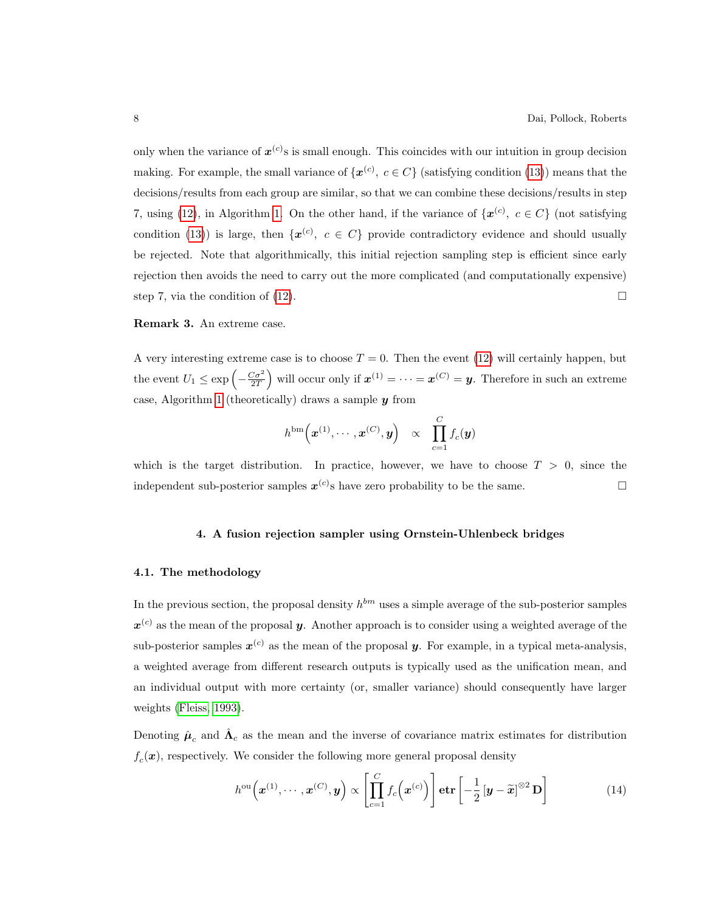only when the variance of $\boldsymbol{x}^{(c)}$s is small enough. This coincides with our intuition in group decision making. For example, the small variance of $\{\boldsymbol{x}^{(c)},\ c \in C\}$ (satisfying condition (13)) means that the decisions/results from each group are similar, so that we can combine these decisions/results in step 7, using (12), in Algorithm 1. On the other hand, if the variance of $\{\boldsymbol{x}^{(c)},\ c \in C\}$ (not satisfying condition (13)) is large, then $\{\boldsymbol{x}^{(c)},\ c \in C\}$ provide contradictory evidence and should usually be rejected. Note that algorithmically, this initial rejection sampling step is efficient since early rejection then avoids the need to carry out the more complicated (and computationally expensive) step 7, via the condition of (12). □

**Remark 3.** An extreme case.

A very interesting extreme case is to choose $T = 0$. Then the event (12) will certainly happen, but the event $U_1 \leq \exp\left(-\frac{C\sigma^2}{2T}\right)$ will occur only if $\boldsymbol{x}^{(1)} = \cdots = \boldsymbol{x}^{(C)} = \boldsymbol{y}$. Therefore in such an extreme case, Algorithm 1 (theoretically) draws a sample $\boldsymbol{y}$ from

$$h^{\mathrm{bm}}\Big(\boldsymbol{x}^{(1)}, \cdots, \boldsymbol{x}^{(C)}, \boldsymbol{y}\Big) \quad \propto \quad \prod_{c=1}^{C} f_c(\boldsymbol{y})$$

which is the target distribution. In practice, however, we have to choose $T > 0$, since the independent sub-posterior samples $\boldsymbol{x}^{(c)}$s have zero probability to be the same. □

## 4. A fusion rejection sampler using Ornstein-Uhlenbeck bridges

### 4.1. The methodology

In the previous section, the proposal density $h^{bm}$ uses a simple average of the sub-posterior samples $\boldsymbol{x}^{(c)}$ as the mean of the proposal $\boldsymbol{y}$. Another approach is to consider using a weighted average of the sub-posterior samples $\boldsymbol{x}^{(c)}$ as the mean of the proposal $\boldsymbol{y}$. For example, in a typical meta-analysis, a weighted average from different research outputs is typically used as the unification mean, and an individual output with more certainty (or, smaller variance) should consequently have larger weights (Fleiss, 1993).

Denoting $\hat{\boldsymbol{\mu}}_c$ and $\hat{\boldsymbol{\Lambda}}_c$ as the mean and the inverse of covariance matrix estimates for distribution $f_c(\boldsymbol{x})$, respectively. We consider the following more general proposal density

$$h^{\mathrm{ou}}\Big(\boldsymbol{x}^{(1)}, \cdots, \boldsymbol{x}^{(C)}, \boldsymbol{y}\Big) \propto \left[\prod_{c=1}^{C} f_c\Big(\boldsymbol{x}^{(c)}\Big)\right] \mathbf{etr}\left[-\frac{1}{2}\left[\boldsymbol{y} - \widetilde{\boldsymbol{x}}\right]^{\otimes 2}\mathbf{D}\right] \tag{14}$$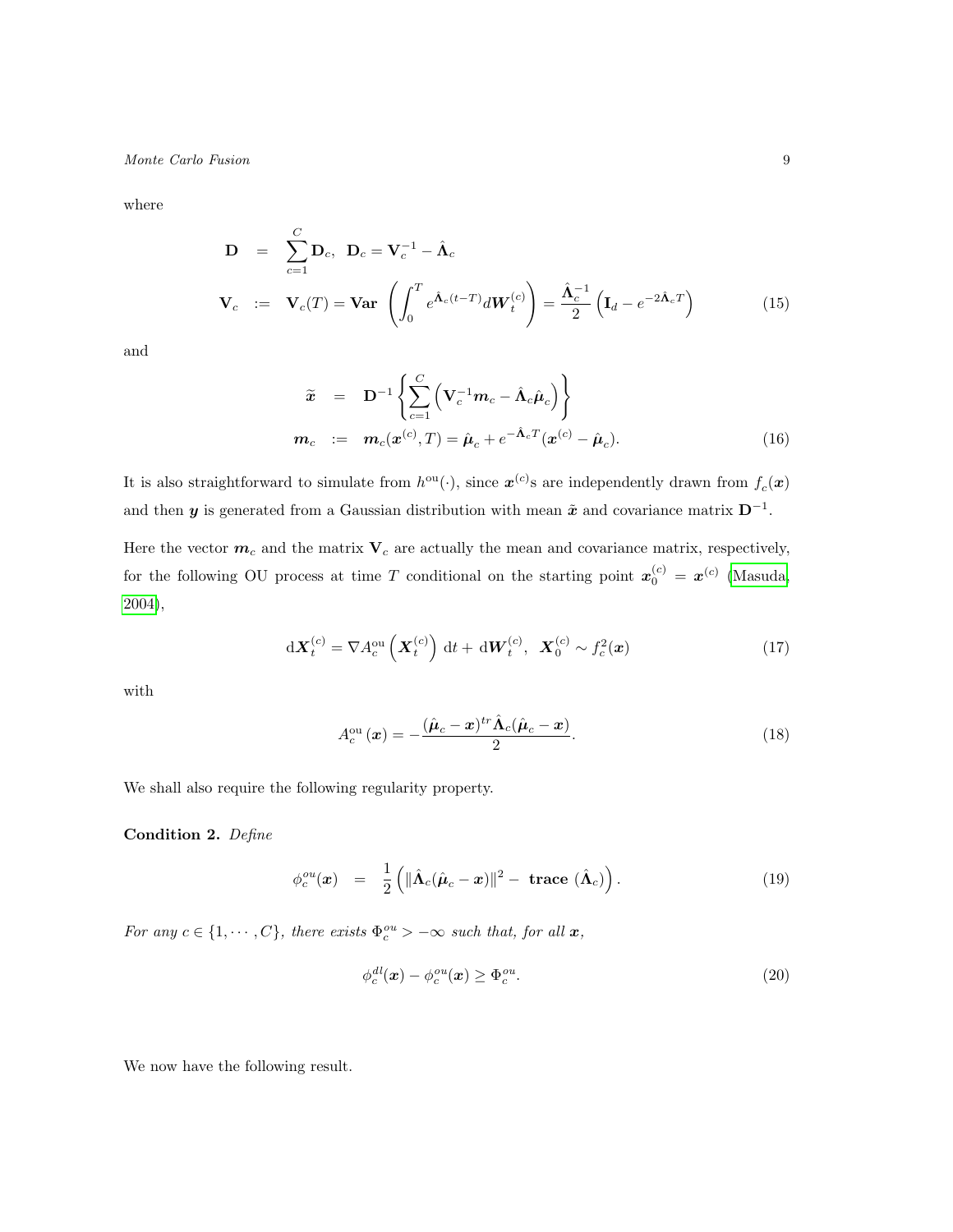where

$$
\begin{aligned}
\mathbf{D} &= \sum_{c=1}^{C} \mathbf{D}_c, \quad \mathbf{D}_c = \mathbf{V}_c^{-1} - \hat{\mathbf{\Lambda}}_c \\
\mathbf{V}_c &:= \mathbf{V}_c(T) = \mathbf{Var}\left(\int_0^T e^{\hat{\mathbf{\Lambda}}_c(t-T)} d\boldsymbol{W}_t^{(c)}\right) = \frac{\hat{\mathbf{\Lambda}}_c^{-1}}{2}\left(\mathbf{I}_d - e^{-2\hat{\mathbf{\Lambda}}_c T}\right)
\end{aligned} \tag{15}
$$

and

$$
\begin{aligned}
\widetilde{\boldsymbol{x}} &= \mathbf{D}^{-1}\left\{\sum_{c=1}^{C}\left(\mathbf{V}_c^{-1}\boldsymbol{m}_c - \hat{\mathbf{\Lambda}}_c\hat{\boldsymbol{\mu}}_c\right)\right\} \\
\boldsymbol{m}_c &:= \boldsymbol{m}_c(\boldsymbol{x}^{(c)}, T) = \hat{\boldsymbol{\mu}}_c + e^{-\hat{\mathbf{\Lambda}}_c T}(\boldsymbol{x}^{(c)} - \hat{\boldsymbol{\mu}}_c).
\end{aligned} \tag{16}
$$

It is also straightforward to simulate from $h^{\text{ou}}(\cdot)$, since $\boldsymbol{x}^{(c)}$s are independently drawn from $f_c(\boldsymbol{x})$ and then $\boldsymbol{y}$ is generated from a Gaussian distribution with mean $\tilde{\boldsymbol{x}}$ and covariance matrix $\mathbf{D}^{-1}$.

Here the vector $\boldsymbol{m}_c$ and the matrix $\mathbf{V}_c$ are actually the mean and covariance matrix, respectively, for the following OU process at time $T$ conditional on the starting point $\boldsymbol{x}_0^{(c)} = \boldsymbol{x}^{(c)}$ (Masuda, 2004),

$$
\mathrm{d}\boldsymbol{X}_t^{(c)} = \nabla A_c^{\text{ou}}\left(\boldsymbol{X}_t^{(c)}\right)\mathrm{d}t + \mathrm{d}\boldsymbol{W}_t^{(c)}, \quad \boldsymbol{X}_0^{(c)} \sim f_c^2(\boldsymbol{x}) \tag{17}
$$

with

$$
A_c^{\text{ou}}(\boldsymbol{x}) = -\frac{(\hat{\boldsymbol{\mu}}_c - \boldsymbol{x})^{tr}\hat{\mathbf{\Lambda}}_c(\hat{\boldsymbol{\mu}}_c - \boldsymbol{x})}{2}. \tag{18}
$$

We shall also require the following regularity property.

**Condition 2.** *Define*

$$
\phi_c^{ou}(\boldsymbol{x}) = \frac{1}{2}\left(\|\hat{\mathbf{\Lambda}}_c(\hat{\boldsymbol{\mu}}_c - \boldsymbol{x})\|^2 - \textbf{trace}\,(\hat{\mathbf{\Lambda}}_c)\right). \tag{19}
$$

*For any $c \in \{1, \cdots, C\}$, there exists $\Phi_c^{ou} > -\infty$ such that, for all $\boldsymbol{x}$,*

$$
\phi_c^{dl}(\boldsymbol{x}) - \phi_c^{ou}(\boldsymbol{x}) \geq \Phi_c^{ou}. \tag{20}
$$

We now have the following result.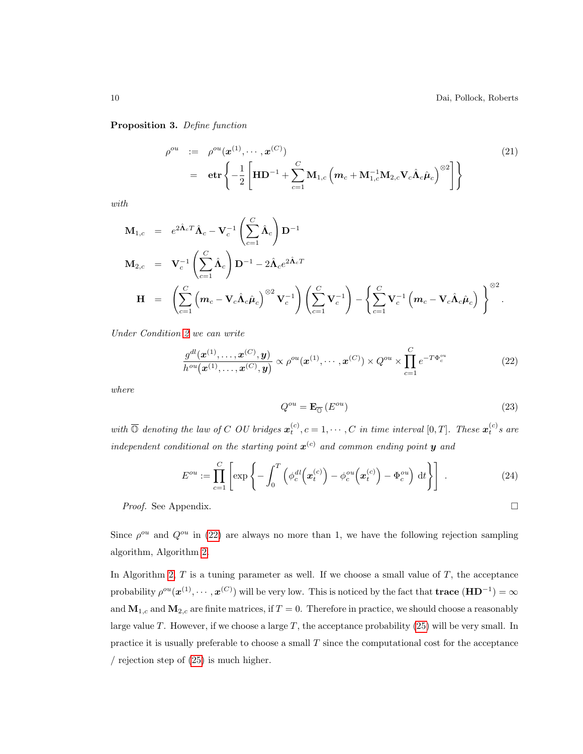**Proposition 3.** *Define function*

$$
\begin{aligned}
\rho^{ou} &:= \rho^{ou}(\boldsymbol{x}^{(1)}, \cdots, \boldsymbol{x}^{(C)}) \\
&= \mathbf{etr}\left\{ -\frac{1}{2}\left[ \mathbf{H}\mathbf{D}^{-1} + \sum_{c=1}^{C} \mathbf{M}_{1,c}\left( \boldsymbol{m}_c + \mathbf{M}_{1,c}^{-1}\mathbf{M}_{2,c}\mathbf{V}_c\hat{\boldsymbol{\Lambda}}_c\hat{\boldsymbol{\mu}}_c \right)^{\otimes 2} \right] \right\}
\end{aligned}
\tag{21}
$$

*with*

$$
\begin{aligned}
\mathbf{M}_{1,c} &= e^{2\hat{\boldsymbol{\Lambda}}_c T}\hat{\boldsymbol{\Lambda}}_c - \mathbf{V}_c^{-1}\left( \sum_{c=1}^{C} \hat{\boldsymbol{\Lambda}}_c \right)\mathbf{D}^{-1} \\
\mathbf{M}_{2,c} &= \mathbf{V}_c^{-1}\left( \sum_{c=1}^{C} \hat{\boldsymbol{\Lambda}}_c \right)\mathbf{D}^{-1} - 2\hat{\boldsymbol{\Lambda}}_c e^{2\hat{\boldsymbol{\Lambda}}_c T} \\
\mathbf{H} &= \left( \sum_{c=1}^{C} \left( \boldsymbol{m}_c - \mathbf{V}_c\hat{\boldsymbol{\Lambda}}_c\hat{\boldsymbol{\mu}}_c \right)^{\otimes 2}\mathbf{V}_c^{-1} \right)\left( \sum_{c=1}^{C} \mathbf{V}_c^{-1} \right) - \left\{ \sum_{c=1}^{C} \mathbf{V}_c^{-1}\left( \boldsymbol{m}_c - \mathbf{V}_c\hat{\boldsymbol{\Lambda}}_c\hat{\boldsymbol{\mu}}_c \right) \right\}^{\otimes 2}.
\end{aligned}
$$

*Under Condition 2 we can write*

$$
\frac{g^{dl}(\boldsymbol{x}^{(1)}, \ldots, \boldsymbol{x}^{(C)}, \boldsymbol{y})}{h^{ou}(\boldsymbol{x}^{(1)}, \ldots, \boldsymbol{x}^{(C)}, \boldsymbol{y})} \propto \rho^{ou}(\boldsymbol{x}^{(1)}, \cdots, \boldsymbol{x}^{(C)}) \times Q^{ou} \times \prod_{c=1}^{C} e^{-T\Phi_c^{ou}}
\tag{22}
$$

*where*

$$
Q^{ou} = \mathbf{E}_{\overline{\mathbb{O}}}\left( E^{ou} \right)
\tag{23}
$$

*with $\overline{\mathbb{O}}$ denoting the law of $C$ OU bridges $\boldsymbol{x}_t^{(c)}, c = 1, \cdots, C$ in time interval $[0, T]$. These $\boldsymbol{x}_t^{(c)}$s are independent conditional on the starting point $\boldsymbol{x}^{(c)}$ and common ending point $\boldsymbol{y}$ and*

$$
E^{ou} := \prod_{c=1}^{C}\left[ \exp\left\{ -\int_0^T \left( \phi_c^{dl}\left( \boldsymbol{x}_t^{(c)} \right) - \phi_c^{ou}\left( \boldsymbol{x}_t^{(c)} \right) - \Phi_c^{ou} \right) \mathrm{d}t \right\} \right].
\tag{24}
$$

*Proof.* See Appendix. □

Since $\rho^{ou}$ and $Q^{ou}$ in (22) are always no more than 1, we have the following rejection sampling algorithm, Algorithm 2.

In Algorithm 2, $T$ is a tuning parameter as well. If we choose a small value of $T$, the acceptance probability $\rho^{ou}(\boldsymbol{x}^{(1)}, \cdots, \boldsymbol{x}^{(C)})$ will be very low. This is noticed by the fact that **trace** $(\mathbf{H}\mathbf{D}^{-1}) = \infty$ and $\mathbf{M}_{1,c}$ and $\mathbf{M}_{2,c}$ are finite matrices, if $T = 0$. Therefore in practice, we should choose a reasonably large value $T$. However, if we choose a large $T$, the acceptance probability (25) will be very small. In practice it is usually preferable to choose a small $T$ since the computational cost for the acceptance / rejection step of (25) is much higher.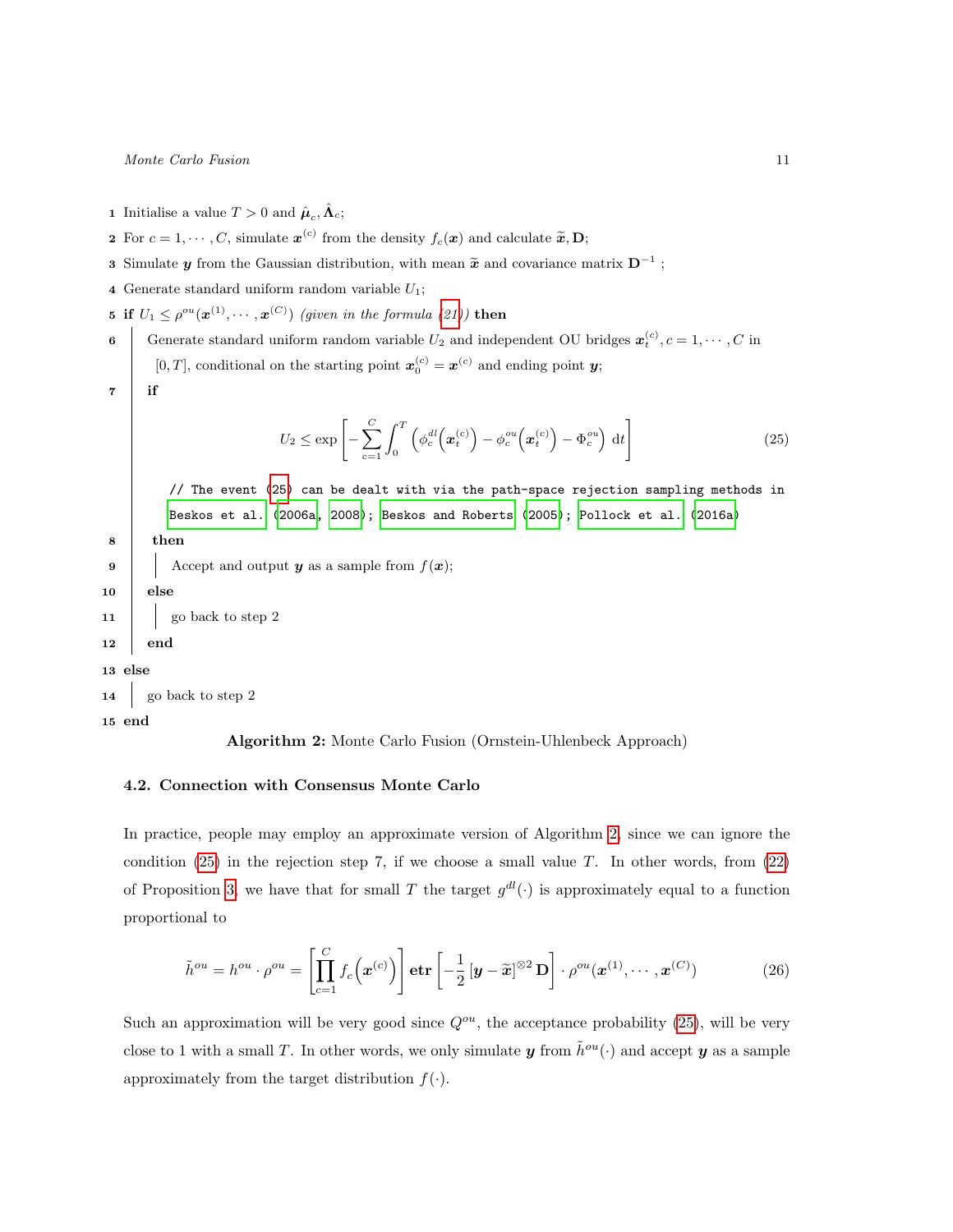1 Initialise a value $T > 0$ and $\hat{\boldsymbol{\mu}}_c, \hat{\boldsymbol{\Lambda}}_c$;

2 For $c = 1, \cdots, C$, simulate $\boldsymbol{x}^{(c)}$ from the density $f_c(\boldsymbol{x})$ and calculate $\widetilde{\boldsymbol{x}}, \mathbf{D}$;

3 Simulate $\boldsymbol{y}$ from the Gaussian distribution, with mean $\widetilde{\boldsymbol{x}}$ and covariance matrix $\mathbf{D}^{-1}$ ;

4 Generate standard uniform random variable $U_1$;

5 **if** $U_1 \leq \rho^{ou}(\boldsymbol{x}^{(1)}, \cdots, \boldsymbol{x}^{(C)})$ *(given in the formula (21))* **then**

6 Generate standard uniform random variable $U_2$ and independent OU bridges $\boldsymbol{x}_t^{(c)}, c = 1, \cdots, C$ in $[0, T]$, conditional on the starting point $\boldsymbol{x}_0^{(c)} = \boldsymbol{x}^{(c)}$ and ending point $\boldsymbol{y}$;

7 **if**

$$U_2 \leq \exp\left[-\sum_{c=1}^{C}\int_0^T \left(\phi_c^{dl}\left(\boldsymbol{x}_t^{(c)}\right) - \phi_c^{ou}\left(\boldsymbol{x}_t^{(c)}\right) - \Phi_c^{ou}\right) \mathrm{d}t\right] \tag{25}$$

```
// The event (25) can be dealt with via the path-space rejection sampling methods in
Beskos et al. (2006a, 2008); Beskos and Roberts (2005); Pollock et al. (2016a)
```

8 **then**

9 Accept and output $\boldsymbol{y}$ as a sample from $f(\boldsymbol{x})$;

10 **else**

11 go back to step 2

12 **end**

13 **else**

14 go back to step 2

15 **end**

**Algorithm 2:** Monte Carlo Fusion (Ornstein-Uhlenbeck Approach)

### 4.2. Connection with Consensus Monte Carlo

In practice, people may employ an approximate version of Algorithm 2, since we can ignore the condition (25) in the rejection step 7, if we choose a small value $T$. In other words, from (22) of Proposition 3, we have that for small $T$ the target $g^{dl}(\cdot)$ is approximately equal to a function proportional to

$$\tilde{h}^{ou} = h^{ou} \cdot \rho^{ou} = \left[\prod_{c=1}^{C} f_c\left(\boldsymbol{x}^{(c)}\right)\right] \mathbf{etr}\left[-\frac{1}{2}\left[\boldsymbol{y} - \widetilde{\boldsymbol{x}}\right]^{\otimes 2}\mathbf{D}\right] \cdot \rho^{ou}(\boldsymbol{x}^{(1)}, \cdots, \boldsymbol{x}^{(C)}) \tag{26}$$

Such an approximation will be very good since $Q^{ou}$, the acceptance probability (25), will be very close to 1 with a small $T$. In other words, we only simulate $\boldsymbol{y}$ from $\tilde{h}^{ou}(\cdot)$ and accept $\boldsymbol{y}$ as a sample approximately from the target distribution $f(\cdot)$.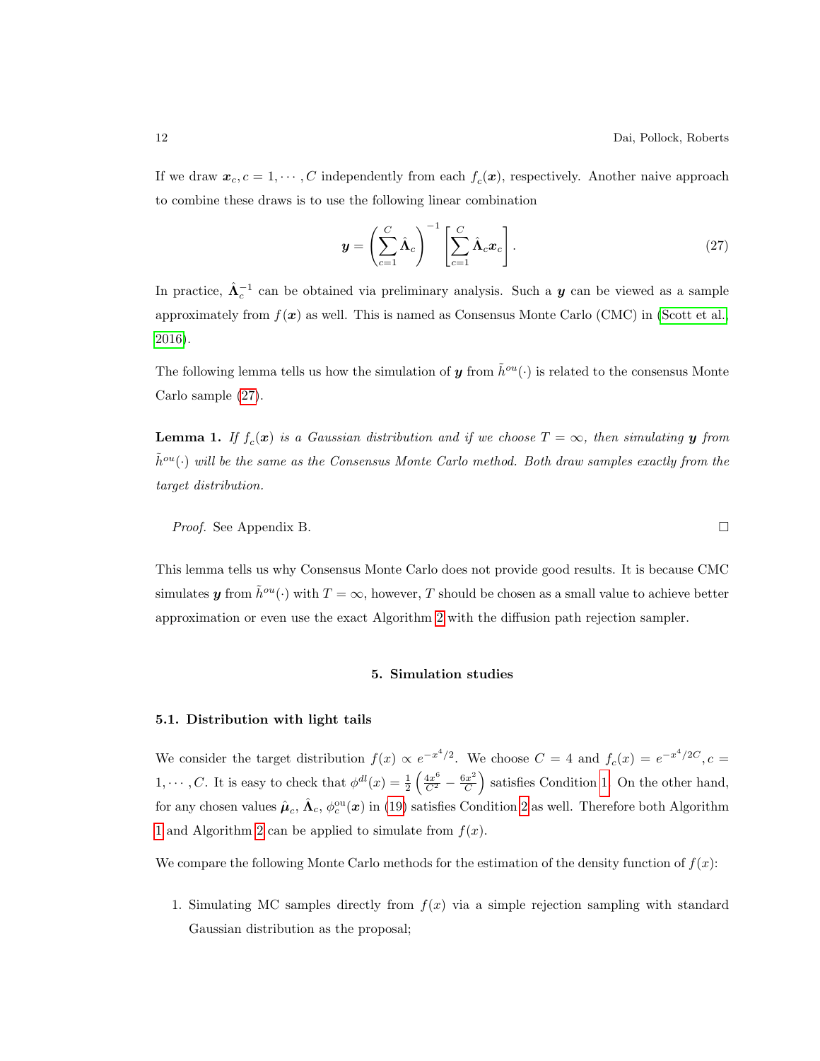If we draw $\boldsymbol{x}_c, c = 1, \cdots, C$ independently from each $f_c(\boldsymbol{x})$, respectively. Another naive approach to combine these draws is to use the following linear combination

$$\boldsymbol{y} = \left(\sum_{c=1}^{C} \hat{\boldsymbol{\Lambda}}_c\right)^{-1} \left[\sum_{c=1}^{C} \hat{\boldsymbol{\Lambda}}_c \boldsymbol{x}_c\right]. \tag{27}$$

In practice, $\hat{\boldsymbol{\Lambda}}_c^{-1}$ can be obtained via preliminary analysis. Such a $\boldsymbol{y}$ can be viewed as a sample approximately from $f(\boldsymbol{x})$ as well. This is named as Consensus Monte Carlo (CMC) in (Scott et al., 2016).

The following lemma tells us how the simulation of $\boldsymbol{y}$ from $\tilde{h}^{ou}(\cdot)$ is related to the consensus Monte Carlo sample (27).

**Lemma 1.** *If $f_c(\boldsymbol{x})$ is a Gaussian distribution and if we choose $T = \infty$, then simulating $\boldsymbol{y}$ from $\tilde{h}^{ou}(\cdot)$ will be the same as the Consensus Monte Carlo method. Both draw samples exactly from the target distribution.*

*Proof.* See Appendix B. □

This lemma tells us why Consensus Monte Carlo does not provide good results. It is because CMC simulates $\boldsymbol{y}$ from $\tilde{h}^{ou}(\cdot)$ with $T = \infty$, however, $T$ should be chosen as a small value to achieve better approximation or even use the exact Algorithm 2 with the diffusion path rejection sampler.

## 5. Simulation studies

### 5.1. Distribution with light tails

We consider the target distribution $f(x) \propto e^{-x^4/2}$. We choose $C = 4$ and $f_c(x) = e^{-x^4/2C}, c = 1, \cdots, C$. It is easy to check that $\phi^{dl}(x) = \frac{1}{2}\left(\frac{4x^6}{C^2} - \frac{6x^2}{C}\right)$ satisfies Condition 1. On the other hand, for any chosen values $\hat{\boldsymbol{\mu}}_c$, $\hat{\boldsymbol{\Lambda}}_c$, $\phi_c^{\text{ou}}(\boldsymbol{x})$ in (19) satisfies Condition 2 as well. Therefore both Algorithm 1 and Algorithm 2 can be applied to simulate from $f(x)$.

We compare the following Monte Carlo methods for the estimation of the density function of $f(x)$:

1. Simulating MC samples directly from $f(x)$ via a simple rejection sampling with standard Gaussian distribution as the proposal;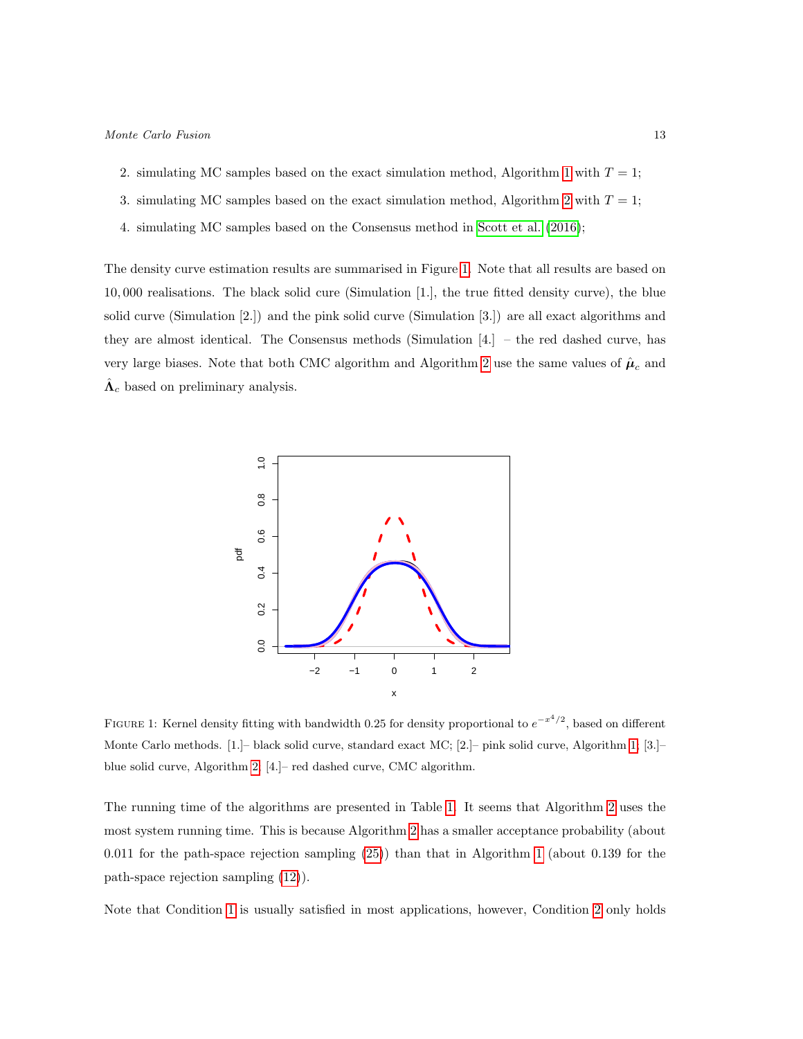2. simulating MC samples based on the exact simulation method, Algorithm 1 with $T = 1$;
3. simulating MC samples based on the exact simulation method, Algorithm 2 with $T = 1$;
4. simulating MC samples based on the Consensus method in Scott et al. (2016);

The density curve estimation results are summarised in Figure 1. Note that all results are based on 10,000 realisations. The black solid cure (Simulation [1.], the true fitted density curve), the blue solid curve (Simulation [2.]) and the pink solid curve (Simulation [3.]) are all exact algorithms and they are almost identical. The Consensus methods (Simulation [4.] – the red dashed curve, has very large biases. Note that both CMC algorithm and Algorithm 2 use the same values of $\hat{\boldsymbol{\mu}}_c$ and $\hat{\boldsymbol{\Lambda}}_c$ based on preliminary analysis.

FIGURE 1: Kernel density fitting with bandwidth 0.25 for density proportional to $e^{-x^4/2}$, based on different Monte Carlo methods. [1.]– black solid curve, standard exact MC; [2.]– pink solid curve, Algorithm 1; [3.]– blue solid curve, Algorithm 2; [4.]– red dashed curve, CMC algorithm.

The running time of the algorithms are presented in Table 1. It seems that Algorithm 2 uses the most system running time. This is because Algorithm 2 has a smaller acceptance probability (about 0.011 for the path-space rejection sampling (25)) than that in Algorithm 1 (about 0.139 for the path-space rejection sampling (12)).

Note that Condition 1 is usually satisfied in most applications, however, Condition 2 only holds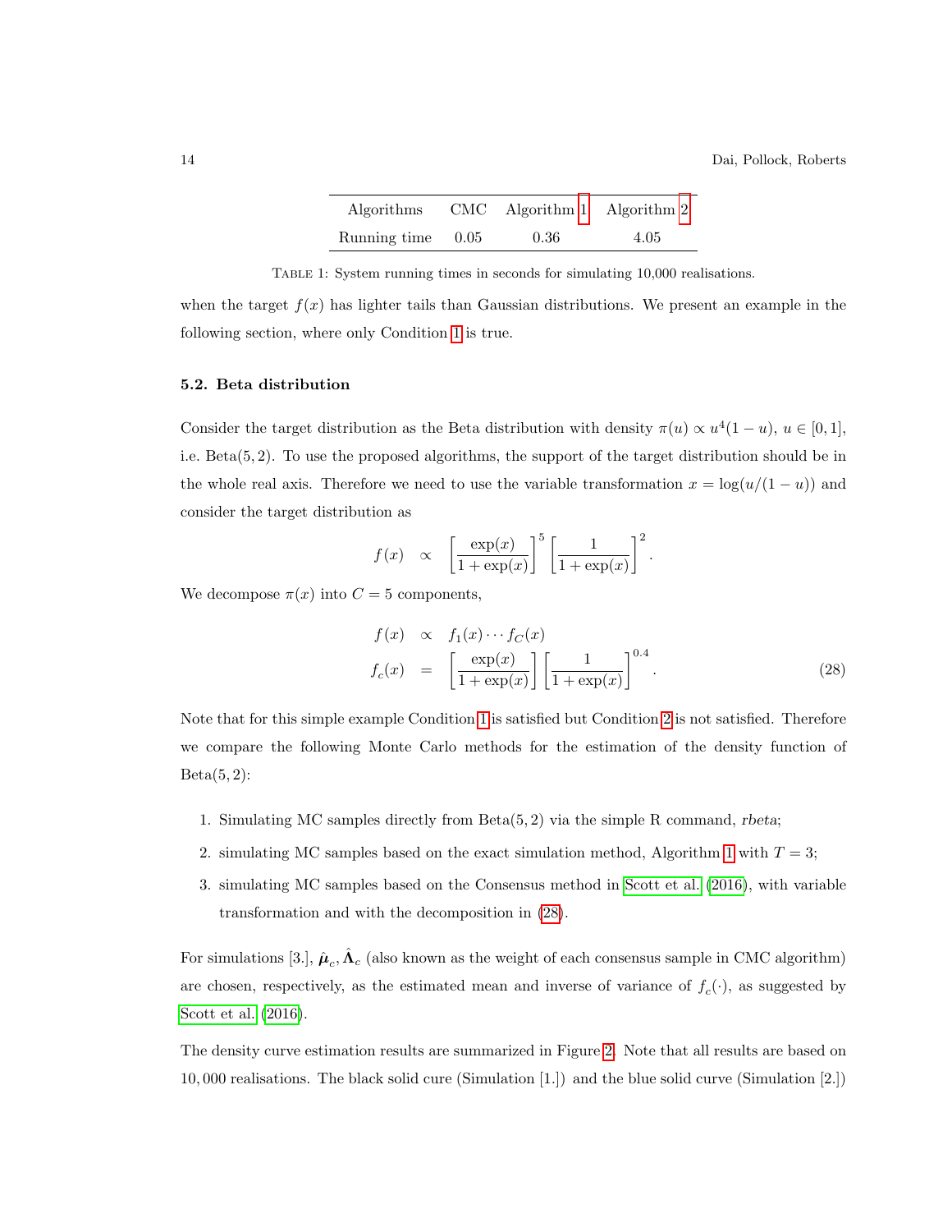| Algorithms | CMC | Algorithm 1 | Algorithm 2 |
|---|---|---|---|
| Running time | 0.05 | 0.36 | 4.05 |

Table 1: System running times in seconds for simulating 10,000 realisations.

when the target $f(x)$ has lighter tails than Gaussian distributions. We present an example in the following section, where only Condition 1 is true.

### 5.2. Beta distribution

Consider the target distribution as the Beta distribution with density $\pi(u) \propto u^4(1-u)$, $u \in [0,1]$, i.e. Beta$(5,2)$. To use the proposed algorithms, the support of the target distribution should be in the whole real axis. Therefore we need to use the variable transformation $x = \log(u/(1-u))$ and consider the target distribution as

$$f(x) \quad \propto \quad \left[\frac{\exp(x)}{1+\exp(x)}\right]^5 \left[\frac{1}{1+\exp(x)}\right]^2.$$

We decompose $\pi(x)$ into $C = 5$ components,

$$\begin{aligned} f(x) &\propto f_1(x) \cdots f_C(x) \\ f_c(x) &= \left[\frac{\exp(x)}{1+\exp(x)}\right] \left[\frac{1}{1+\exp(x)}\right]^{0.4}. \end{aligned} \tag{28}$$

Note that for this simple example Condition 1 is satisfied but Condition 2 is not satisfied. Therefore we compare the following Monte Carlo methods for the estimation of the density function of Beta$(5,2)$:

1. Simulating MC samples directly from Beta$(5,2)$ via the simple R command, *rbeta*;
2. simulating MC samples based on the exact simulation method, Algorithm 1 with $T = 3$;
3. simulating MC samples based on the Consensus method in Scott et al. (2016), with variable transformation and with the decomposition in (28).

For simulations [3.], $\hat{\boldsymbol{\mu}}_c, \hat{\boldsymbol{\Lambda}}_c$ (also known as the weight of each consensus sample in CMC algorithm) are chosen, respectively, as the estimated mean and inverse of variance of $f_c(\cdot)$, as suggested by Scott et al. (2016).

The density curve estimation results are summarized in Figure 2. Note that all results are based on $10,000$ realisations. The black solid cure (Simulation [1.]) and the blue solid curve (Simulation [2.])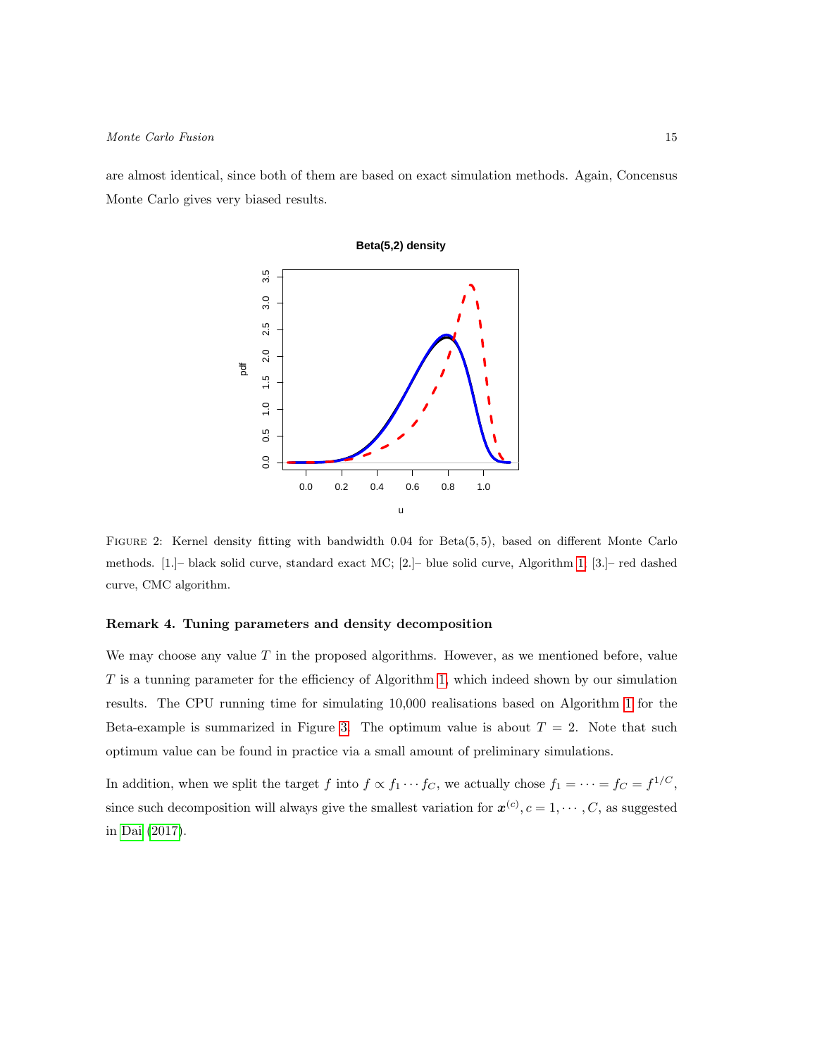are almost identical, since both of them are based on exact simulation methods. Again, Concensus Monte Carlo gives very biased results.

FIGURE 2: Kernel density fitting with bandwidth 0.04 for Beta(5, 5), based on different Monte Carlo methods. [1.]– black solid curve, standard exact MC; [2.]– blue solid curve, Algorithm 1. [3.]– red dashed curve, CMC algorithm.

**Remark 4. Tuning parameters and density decomposition**

We may choose any value $T$ in the proposed algorithms. However, as we mentioned before, value $T$ is a tunning parameter for the efficiency of Algorithm 1, which indeed shown by our simulation results. The CPU running time for simulating 10,000 realisations based on Algorithm 1 for the Beta-example is summarized in Figure 3. The optimum value is about $T = 2$. Note that such optimum value can be found in practice via a small amount of preliminary simulations.

In addition, when we split the target $f$ into $f \propto f_1 \cdots f_C$, we actually chose $f_1 = \cdots = f_C = f^{1/C}$, since such decomposition will always give the smallest variation for $\boldsymbol{x}^{(c)}, c = 1, \cdots, C$, as suggested in Dai (2017).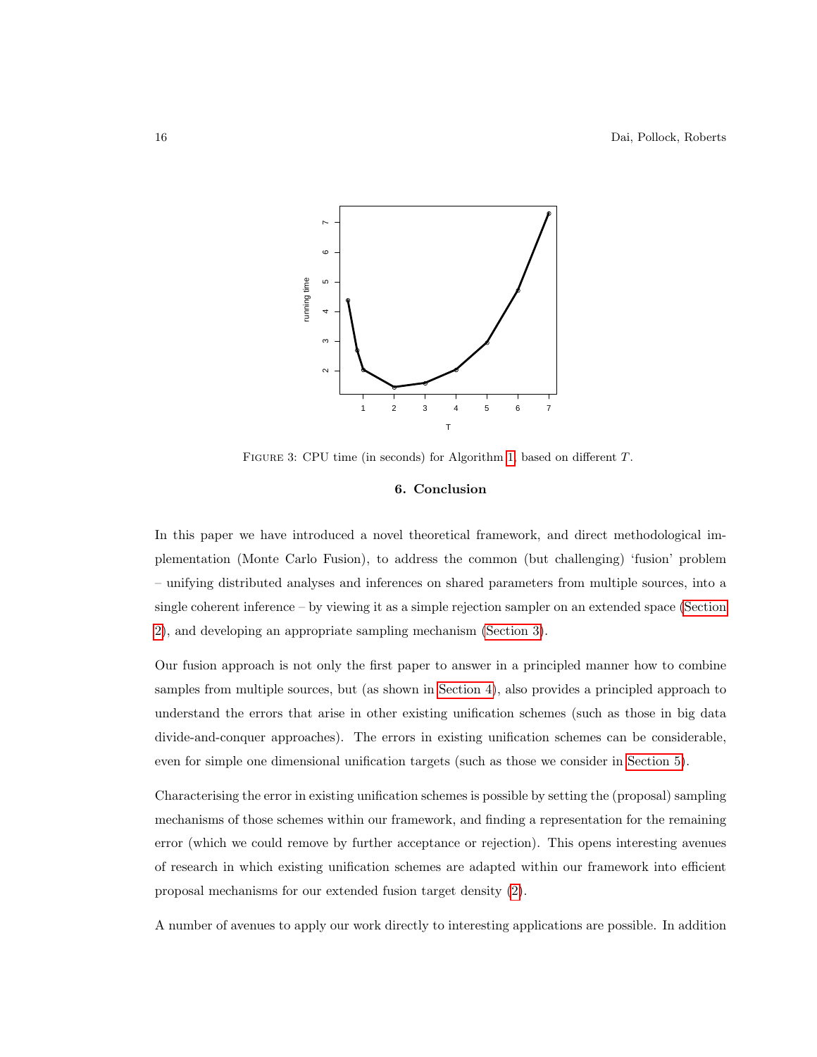Figure 3: CPU time (in seconds) for Algorithm 1, based on different $T$.

## 6. Conclusion

In this paper we have introduced a novel theoretical framework, and direct methodological implementation (Monte Carlo Fusion), to address the common (but challenging) 'fusion' problem – unifying distributed analyses and inferences on shared parameters from multiple sources, into a single coherent inference – by viewing it as a simple rejection sampler on an extended space (Section 2), and developing an appropriate sampling mechanism (Section 3).

Our fusion approach is not only the first paper to answer in a principled manner how to combine samples from multiple sources, but (as shown in Section 4), also provides a principled approach to understand the errors that arise in other existing unification schemes (such as those in big data divide-and-conquer approaches). The errors in existing unification schemes can be considerable, even for simple one dimensional unification targets (such as those we consider in Section 5).

Characterising the error in existing unification schemes is possible by setting the (proposal) sampling mechanisms of those schemes within our framework, and finding a representation for the remaining error (which we could remove by further acceptance or rejection). This opens interesting avenues of research in which existing unification schemes are adapted within our framework into efficient proposal mechanisms for our extended fusion target density (2).

A number of avenues to apply our work directly to interesting applications are possible. In addition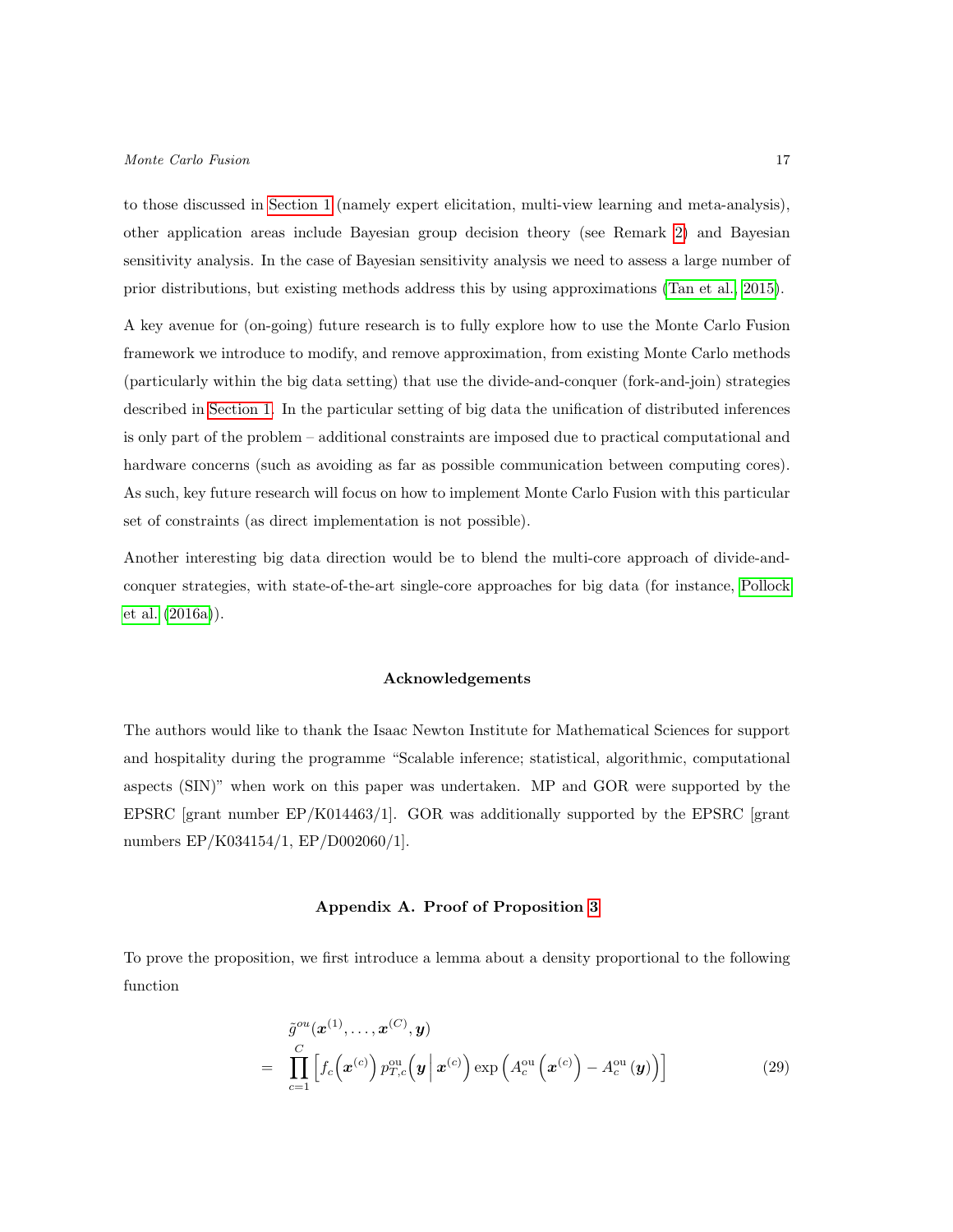to those discussed in Section 1 (namely expert elicitation, multi-view learning and meta-analysis), other application areas include Bayesian group decision theory (see Remark 2) and Bayesian sensitivity analysis. In the case of Bayesian sensitivity analysis we need to assess a large number of prior distributions, but existing methods address this by using approximations (Tan et al., 2015).

A key avenue for (on-going) future research is to fully explore how to use the Monte Carlo Fusion framework we introduce to modify, and remove approximation, from existing Monte Carlo methods (particularly within the big data setting) that use the divide-and-conquer (fork-and-join) strategies described in Section 1. In the particular setting of big data the unification of distributed inferences is only part of the problem – additional constraints are imposed due to practical computational and hardware concerns (such as avoiding as far as possible communication between computing cores). As such, key future research will focus on how to implement Monte Carlo Fusion with this particular set of constraints (as direct implementation is not possible).

Another interesting big data direction would be to blend the multi-core approach of divide-and-conquer strategies, with state-of-the-art single-core approaches for big data (for instance, Pollock et al. (2016a)).

## Acknowledgements

The authors would like to thank the Isaac Newton Institute for Mathematical Sciences for support and hospitality during the programme "Scalable inference; statistical, algorithmic, computational aspects (SIN)" when work on this paper was undertaken. MP and GOR were supported by the EPSRC [grant number EP/K014463/1]. GOR was additionally supported by the EPSRC [grant numbers EP/K034154/1, EP/D002060/1].

## Appendix A. Proof of Proposition 3

To prove the proposition, we first introduce a lemma about a density proportional to the following function

$$\begin{aligned}
&\tilde{g}^{ou}(\boldsymbol{x}^{(1)}, \ldots, \boldsymbol{x}^{(C)}, \boldsymbol{y}) \\
= \;& \prod_{c=1}^{C} \left[ f_c\Big(\boldsymbol{x}^{(c)}\Big)\, p^{\mathrm{ou}}_{T,c}\Big(\boldsymbol{y} \,\Big|\, \boldsymbol{x}^{(c)}\Big) \exp\Big(A^{\mathrm{ou}}_c\Big(\boldsymbol{x}^{(c)}\Big) - A^{\mathrm{ou}}_c\left(\boldsymbol{y}\right)\Big)\right] \qquad (29)
\end{aligned}$$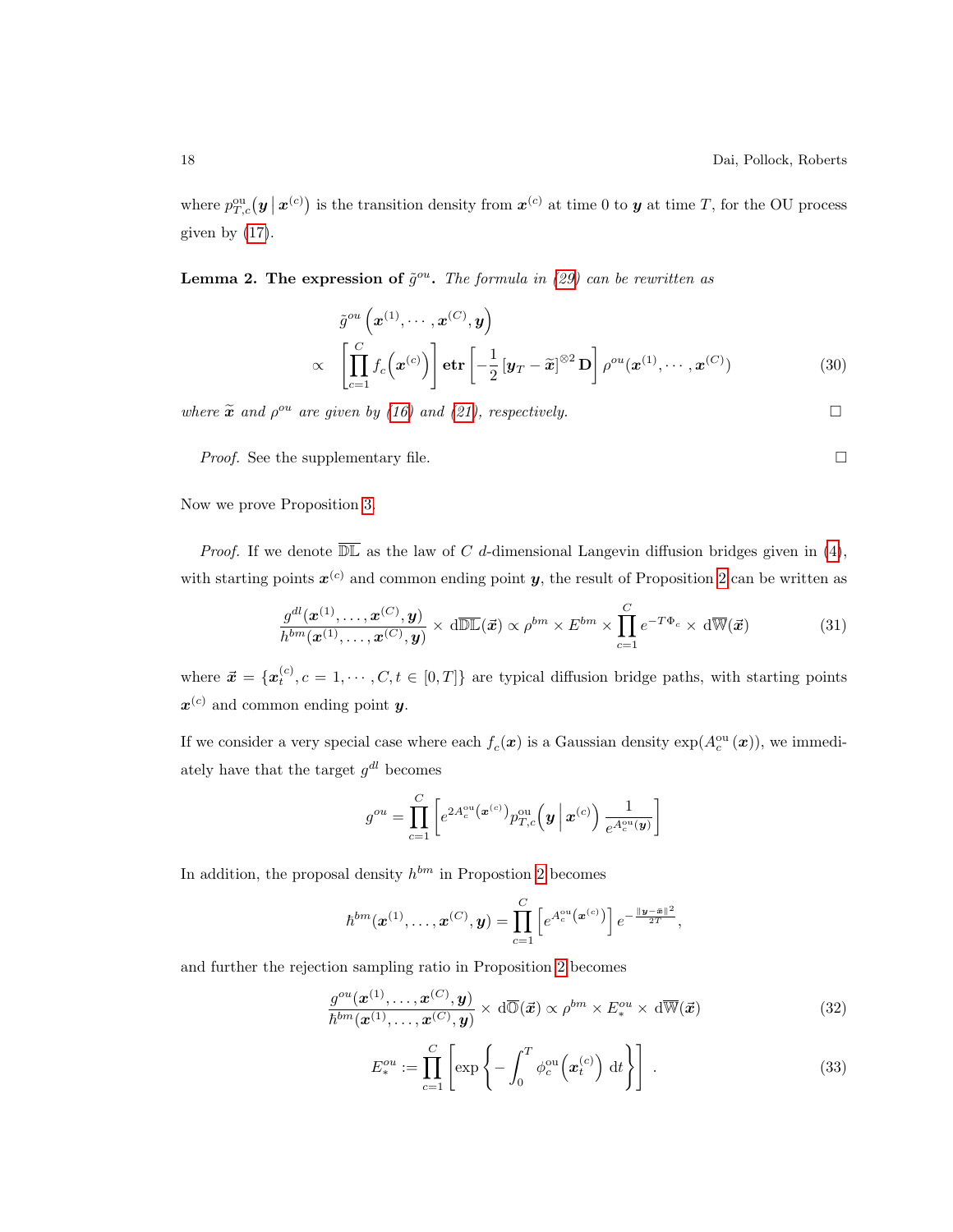where $p^{\text{ou}}_{T,c}\big(\boldsymbol{y}\,\big|\,\boldsymbol{x}^{(c)}\big)$ is the transition density from $\boldsymbol{x}^{(c)}$ at time 0 to $\boldsymbol{y}$ at time $T$, for the OU process given by (17).

**Lemma 2. The expression of $\tilde{g}^{ou}$.** *The formula in (29) can be rewritten as*

$$
\begin{aligned}
&\tilde{g}^{ou}\left(\boldsymbol{x}^{(1)},\cdots,\boldsymbol{x}^{(C)},\boldsymbol{y}\right)\\
\propto\quad &\left[\prod_{c=1}^{C} f_c\Big(\boldsymbol{x}^{(c)}\Big)\right]\,\mathbf{etr}\left[-\frac{1}{2}\left[\boldsymbol{y}_T-\widetilde{\boldsymbol{x}}\right]^{\otimes 2}\mathbf{D}\right]\rho^{ou}(\boldsymbol{x}^{(1)},\cdots,\boldsymbol{x}^{(C)})
\end{aligned}
\tag{30}
$$

*where $\widetilde{\boldsymbol{x}}$ and $\rho^{ou}$ are given by (16) and (21), respectively.* □

*Proof.* See the supplementary file. □

Now we prove Proposition 3.

*Proof.* If we denote $\overline{\mathbb{DL}}$ as the law of $C$ $d$-dimensional Langevin diffusion bridges given in (4), with starting points $\boldsymbol{x}^{(c)}$ and common ending point $\boldsymbol{y}$, the result of Proposition 2 can be written as

$$
\frac{g^{dl}(\boldsymbol{x}^{(1)},\ldots,\boldsymbol{x}^{(C)},\boldsymbol{y})}{h^{bm}(\boldsymbol{x}^{(1)},\ldots,\boldsymbol{x}^{(C)},\boldsymbol{y})}\times \mathrm{d}\overline{\mathbb{DL}}(\vec{\boldsymbol{x}})\propto \rho^{bm}\times E^{bm}\times\prod_{c=1}^{C}e^{-T\Phi_c}\times \mathrm{d}\overline{\mathbb{W}}(\vec{\boldsymbol{x}})
\tag{31}
$$

where $\vec{\boldsymbol{x}}=\{\boldsymbol{x}^{(c)}_t, c=1,\cdots,C, t\in[0,T]\}$ are typical diffusion bridge paths, with starting points $\boldsymbol{x}^{(c)}$ and common ending point $\boldsymbol{y}$.

If we consider a very special case where each $f_c(\boldsymbol{x})$ is a Gaussian density $\exp(A^{\text{ou}}_c(\boldsymbol{x}))$, we immediately have that the target $g^{dl}$ becomes

$$
g^{ou}=\prod_{c=1}^{C}\left[e^{2A^{\text{ou}}_c(\boldsymbol{x}^{(c)})}p^{\text{ou}}_{T,c}\Big(\boldsymbol{y}\,\Big|\,\boldsymbol{x}^{(c)}\Big)\,\frac{1}{e^{A^{\text{ou}}_c(\boldsymbol{y})}}\right]
$$

In addition, the proposal density $h^{bm}$ in Propostion 2 becomes

$$
\hbar^{bm}(\boldsymbol{x}^{(1)},\ldots,\boldsymbol{x}^{(C)},\boldsymbol{y})=\prod_{c=1}^{C}\left[e^{A^{\text{ou}}_c(\boldsymbol{x}^{(c)})}\right]e^{-\frac{\|\boldsymbol{y}-\bar{\boldsymbol{x}}\|^2}{2T}},
$$

and further the rejection sampling ratio in Proposition 2 becomes

$$
\frac{g^{ou}(\boldsymbol{x}^{(1)},\ldots,\boldsymbol{x}^{(C)},\boldsymbol{y})}{\hbar^{bm}(\boldsymbol{x}^{(1)},\ldots,\boldsymbol{x}^{(C)},\boldsymbol{y})}\times \mathrm{d}\overline{\mathbb{O}}(\vec{\boldsymbol{x}})\propto \rho^{bm}\times E^{ou}_{*}\times \mathrm{d}\overline{\mathbb{W}}(\vec{\boldsymbol{x}})
\tag{32}
$$

$$
E^{ou}_{*}:=\prod_{c=1}^{C}\left[\exp\left\{-\int_0^T\phi^{\text{ou}}_c\Big(\boldsymbol{x}^{(c)}_t\Big)\ \mathrm{d}t\right\}\right]\,.
\tag{33}
$$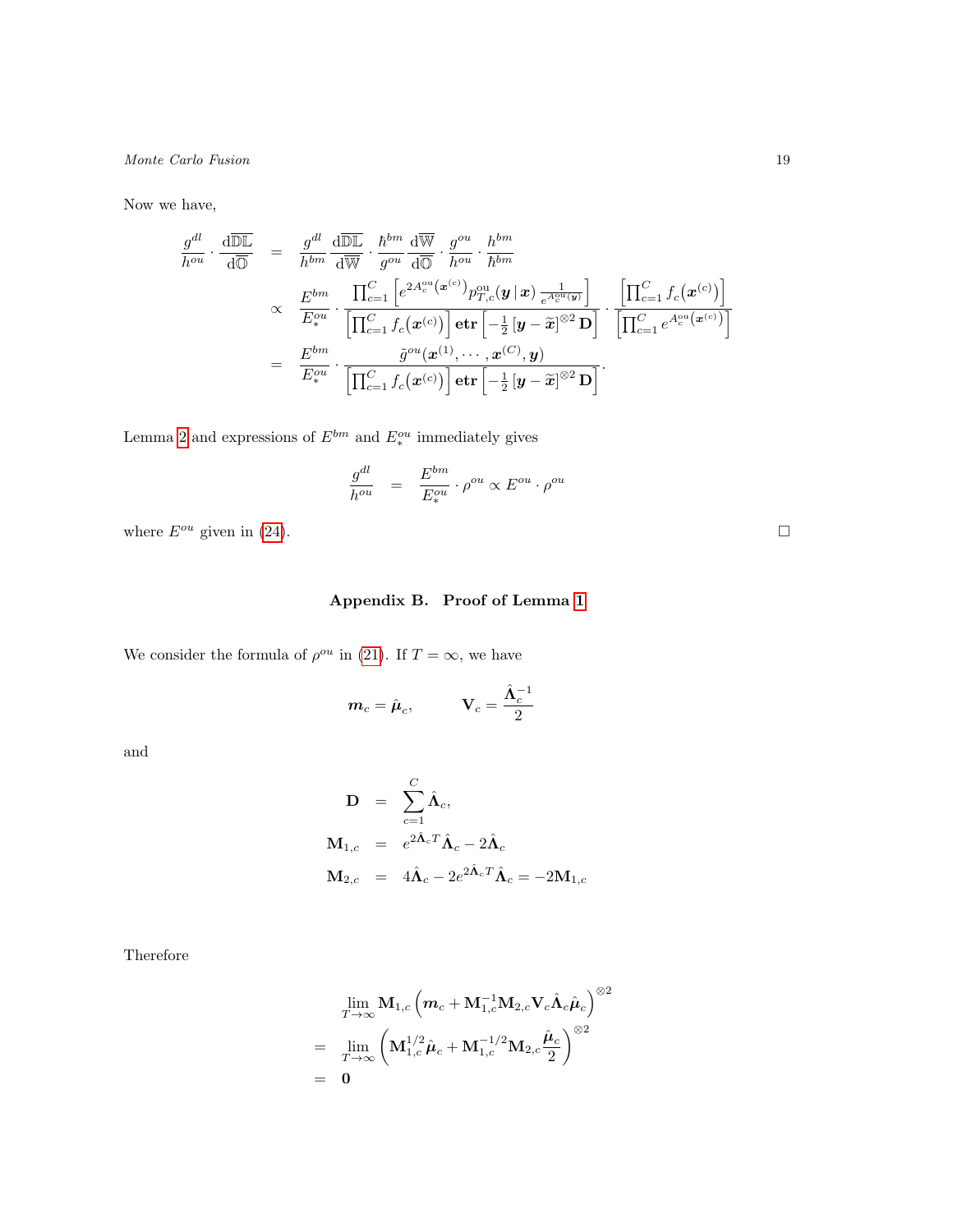Now we have,

$$
\begin{aligned}
\frac{g^{dl}}{h^{ou}} \cdot \frac{\mathrm{d}\overline{\mathbb{DL}}}{\mathrm{d}\overline{\mathbb{O}}} &= \frac{g^{dl}}{h^{bm}} \frac{\mathrm{d}\overline{\mathbb{DL}}}{\mathrm{d}\overline{\mathbb{W}}} \cdot \frac{\hbar^{bm}}{g^{ou}} \frac{\mathrm{d}\overline{\mathbb{W}}}{\mathrm{d}\overline{\mathbb{O}}} \cdot \frac{g^{ou}}{h^{ou}} \cdot \frac{h^{bm}}{\hbar^{bm}} \\
&\propto \frac{E^{bm}}{E^{ou}_{*}} \cdot \frac{\prod_{c=1}^{C}\left[e^{2A^{\mathrm{ou}}_{c}(\boldsymbol{x}^{(c)})} p^{\mathrm{ou}}_{T,c}(\boldsymbol{y}\,|\,\boldsymbol{x}) \frac{1}{e^{A^{\mathrm{ou}}_{c}(\boldsymbol{y})}}\right]}{\left[\prod_{c=1}^{C} f_c(\boldsymbol{x}^{(c)})\right] \mathbf{etr}\left[-\frac{1}{2}\left[\boldsymbol{y}-\widetilde{\boldsymbol{x}}\right]^{\otimes 2}\mathbf{D}\right]} \cdot \frac{\left[\prod_{c=1}^{C} f_c(\boldsymbol{x}^{(c)})\right]}{\left[\prod_{c=1}^{C} e^{A^{\mathrm{ou}}_{c}(\boldsymbol{x}^{(c)})}\right]} \\
&= \frac{E^{bm}}{E^{ou}_{*}} \cdot \frac{\tilde{g}^{ou}(\boldsymbol{x}^{(1)}, \cdots, \boldsymbol{x}^{(C)}, \boldsymbol{y})}{\left[\prod_{c=1}^{C} f_c(\boldsymbol{x}^{(c)})\right] \mathbf{etr}\left[-\frac{1}{2}\left[\boldsymbol{y}-\widetilde{\boldsymbol{x}}\right]^{\otimes 2}\mathbf{D}\right]}.
\end{aligned}
$$

Lemma 2 and expressions of $E^{bm}$ and $E^{ou}_{*}$ immediately gives

$$
\frac{g^{dl}}{h^{ou}} = \frac{E^{bm}}{E^{ou}_{*}} \cdot \rho^{ou} \propto E^{ou} \cdot \rho^{ou}
$$

where $E^{ou}$ given in (24). □

## Appendix B. Proof of Lemma 1

We consider the formula of $\rho^{ou}$ in (21). If $T = \infty$, we have

$$
\boldsymbol{m}_c = \hat{\boldsymbol{\mu}}_c, \qquad \mathbf{V}_c = \frac{\hat{\boldsymbol{\Lambda}}_c^{-1}}{2}
$$

and

$$
\begin{aligned}
\mathbf{D} &= \sum_{c=1}^{C} \hat{\boldsymbol{\Lambda}}_c, \\
\mathbf{M}_{1,c} &= e^{2\hat{\boldsymbol{\Lambda}}_c T}\hat{\boldsymbol{\Lambda}}_c - 2\hat{\boldsymbol{\Lambda}}_c \\
\mathbf{M}_{2,c} &= 4\hat{\boldsymbol{\Lambda}}_c - 2e^{2\hat{\boldsymbol{\Lambda}}_c T}\hat{\boldsymbol{\Lambda}}_c = -2\mathbf{M}_{1,c}
\end{aligned}
$$

Therefore

$$
\begin{aligned}
&\lim_{T\to\infty} \mathbf{M}_{1,c}\left(\boldsymbol{m}_c + \mathbf{M}_{1,c}^{-1}\mathbf{M}_{2,c}\mathbf{V}_c\hat{\boldsymbol{\Lambda}}_c\hat{\boldsymbol{\mu}}_c\right)^{\otimes 2} \\
=\; &\lim_{T\to\infty}\left(\mathbf{M}_{1,c}^{1/2}\hat{\boldsymbol{\mu}}_c + \mathbf{M}_{1,c}^{-1/2}\mathbf{M}_{2,c}\frac{\hat{\boldsymbol{\mu}}_c}{2}\right)^{\otimes 2} \\
=\; &\mathbf{0}
\end{aligned}
$$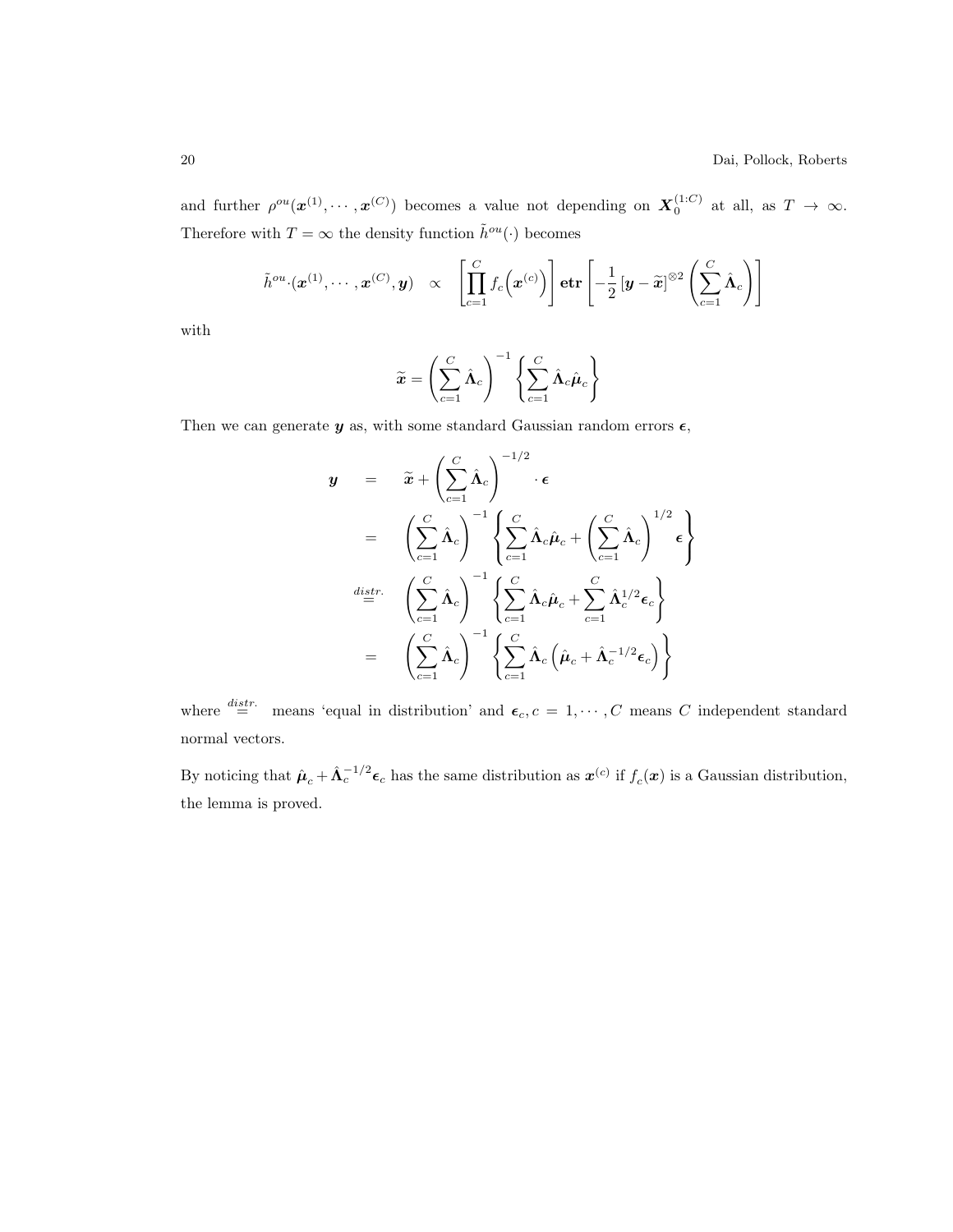and further $\rho^{ou}(\boldsymbol{x}^{(1)}, \cdots, \boldsymbol{x}^{(C)})$ becomes a value not depending on $\boldsymbol{X}_0^{(1:C)}$ at all, as $T \to \infty$. Therefore with $T = \infty$ the density function $\tilde{h}^{ou}(\cdot)$ becomes

$$
\tilde{h}^{ou} \cdot (\boldsymbol{x}^{(1)}, \cdots, \boldsymbol{x}^{(C)}, \boldsymbol{y}) \quad \propto \quad \left[ \prod_{c=1}^{C} f_c\Big(\boldsymbol{x}^{(c)}\Big) \right] \mathbf{etr} \left[ -\frac{1}{2} \left[ \boldsymbol{y} - \widetilde{\boldsymbol{x}} \right]^{\otimes 2} \left( \sum_{c=1}^{C} \hat{\boldsymbol{\Lambda}}_c \right) \right]
$$

with

$$
\widetilde{\boldsymbol{x}} = \left( \sum_{c=1}^{C} \hat{\boldsymbol{\Lambda}}_c \right)^{-1} \left\{ \sum_{c=1}^{C} \hat{\boldsymbol{\Lambda}}_c \hat{\boldsymbol{\mu}}_c \right\}
$$

Then we can generate $\boldsymbol{y}$ as, with some standard Gaussian random errors $\boldsymbol{\epsilon}$,

$$
\begin{aligned}
\boldsymbol{y} \quad &= \quad \widetilde{\boldsymbol{x}} + \left( \sum_{c=1}^{C} \hat{\boldsymbol{\Lambda}}_c \right)^{-1/2} \cdot \boldsymbol{\epsilon} \\
&= \quad \left( \sum_{c=1}^{C} \hat{\boldsymbol{\Lambda}}_c \right)^{-1} \left\{ \sum_{c=1}^{C} \hat{\boldsymbol{\Lambda}}_c \hat{\boldsymbol{\mu}}_c + \left( \sum_{c=1}^{C} \hat{\boldsymbol{\Lambda}}_c \right)^{1/2} \boldsymbol{\epsilon} \right\} \\
&\overset{distr.}{=} \quad \left( \sum_{c=1}^{C} \hat{\boldsymbol{\Lambda}}_c \right)^{-1} \left\{ \sum_{c=1}^{C} \hat{\boldsymbol{\Lambda}}_c \hat{\boldsymbol{\mu}}_c + \sum_{c=1}^{C} \hat{\boldsymbol{\Lambda}}_c^{1/2} \boldsymbol{\epsilon}_c \right\} \\
&= \quad \left( \sum_{c=1}^{C} \hat{\boldsymbol{\Lambda}}_c \right)^{-1} \left\{ \sum_{c=1}^{C} \hat{\boldsymbol{\Lambda}}_c \left( \hat{\boldsymbol{\mu}}_c + \hat{\boldsymbol{\Lambda}}_c^{-1/2} \boldsymbol{\epsilon}_c \right) \right\}
\end{aligned}
$$

where $\overset{distr.}{=}$ means 'equal in distribution' and $\boldsymbol{\epsilon}_c, c = 1, \cdots, C$ means $C$ independent standard normal vectors.

By noticing that $\hat{\boldsymbol{\mu}}_c + \hat{\boldsymbol{\Lambda}}_c^{-1/2} \boldsymbol{\epsilon}_c$ has the same distribution as $\boldsymbol{x}^{(c)}$ if $f_c(\boldsymbol{x})$ is a Gaussian distribution, the lemma is proved.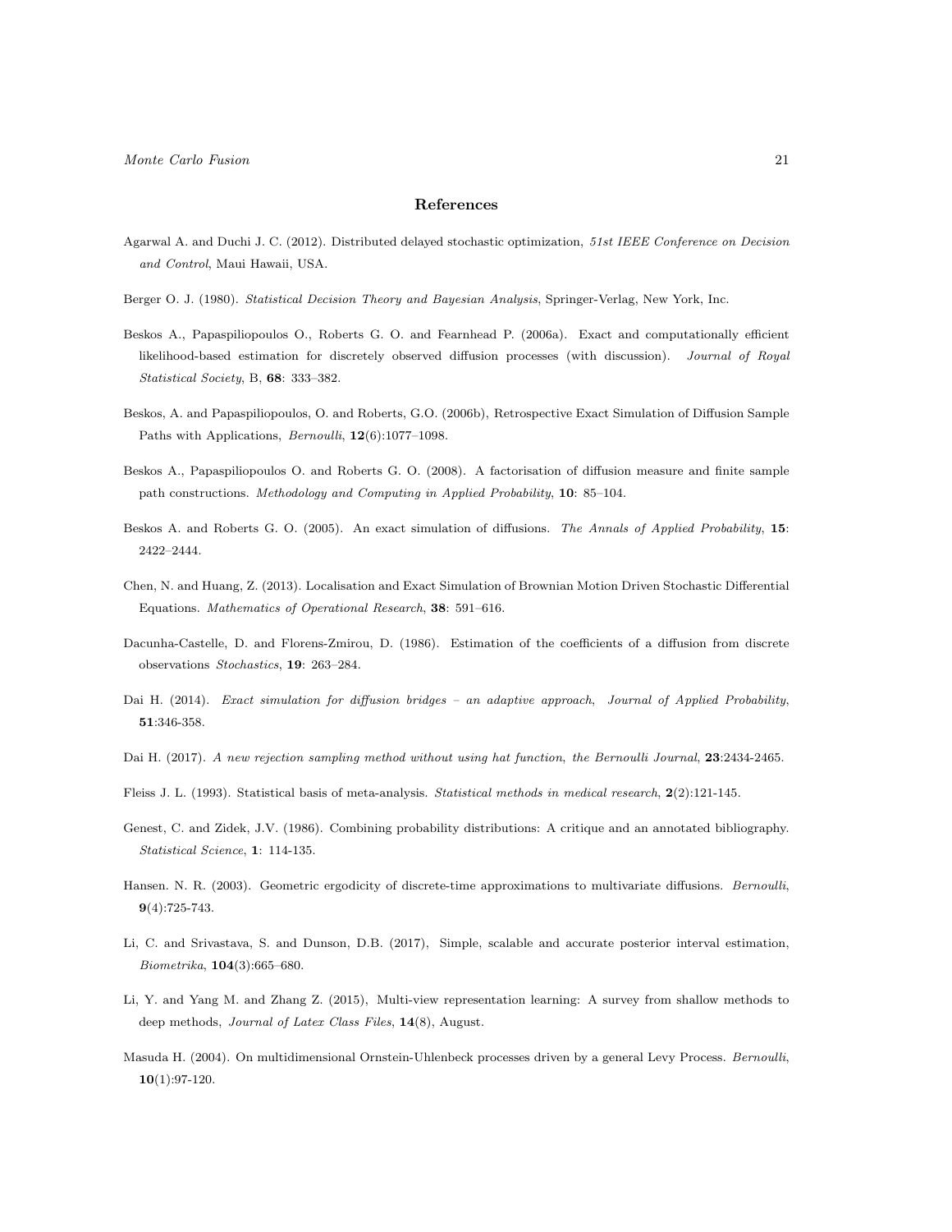## References

Agarwal A. and Duchi J. C. (2012). Distributed delayed stochastic optimization, *51st IEEE Conference on Decision and Control*, Maui Hawaii, USA.

Berger O. J. (1980). *Statistical Decision Theory and Bayesian Analysis*, Springer-Verlag, New York, Inc.

Beskos A., Papaspiliopoulos O., Roberts G. O. and Fearnhead P. (2006a). Exact and computationally efficient likelihood-based estimation for discretely observed diffusion processes (with discussion). *Journal of Royal Statistical Society*, B, **68**: 333–382.

Beskos, A. and Papaspiliopoulos, O. and Roberts, G.O. (2006b), Retrospective Exact Simulation of Diffusion Sample Paths with Applications, *Bernoulli*, **12**(6):1077–1098.

Beskos A., Papaspiliopoulos O. and Roberts G. O. (2008). A factorisation of diffusion measure and finite sample path constructions. *Methodology and Computing in Applied Probability*, **10**: 85–104.

Beskos A. and Roberts G. O. (2005). An exact simulation of diffusions. *The Annals of Applied Probability*, **15**: 2422–2444.

Chen, N. and Huang, Z. (2013). Localisation and Exact Simulation of Brownian Motion Driven Stochastic Differential Equations. *Mathematics of Operational Research*, **38**: 591–616.

Dacunha-Castelle, D. and Florens-Zmirou, D. (1986). Estimation of the coefficients of a diffusion from discrete observations *Stochastics*, **19**: 263–284.

Dai H. (2014). *Exact simulation for diffusion bridges – an adaptive approach*, *Journal of Applied Probability*, **51**:346-358.

Dai H. (2017). *A new rejection sampling method without using hat function*, *the Bernoulli Journal*, **23**:2434-2465.

Fleiss J. L. (1993). Statistical basis of meta-analysis. *Statistical methods in medical research*, **2**(2):121-145.

Genest, C. and Zidek, J.V. (1986). Combining probability distributions: A critique and an annotated bibliography. *Statistical Science*, **1**: 114-135.

Hansen. N. R. (2003). Geometric ergodicity of discrete-time approximations to multivariate diffusions. *Bernoulli*, **9**(4):725-743.

Li, C. and Srivastava, S. and Dunson, D.B. (2017), Simple, scalable and accurate posterior interval estimation, *Biometrika*, **104**(3):665–680.

Li, Y. and Yang M. and Zhang Z. (2015), Multi-view representation learning: A survey from shallow methods to deep methods, *Journal of Latex Class Files*, **14**(8), August.

Masuda H. (2004). On multidimensional Ornstein-Uhlenbeck processes driven by a general Levy Process. *Bernoulli*, **10**(1):97-120.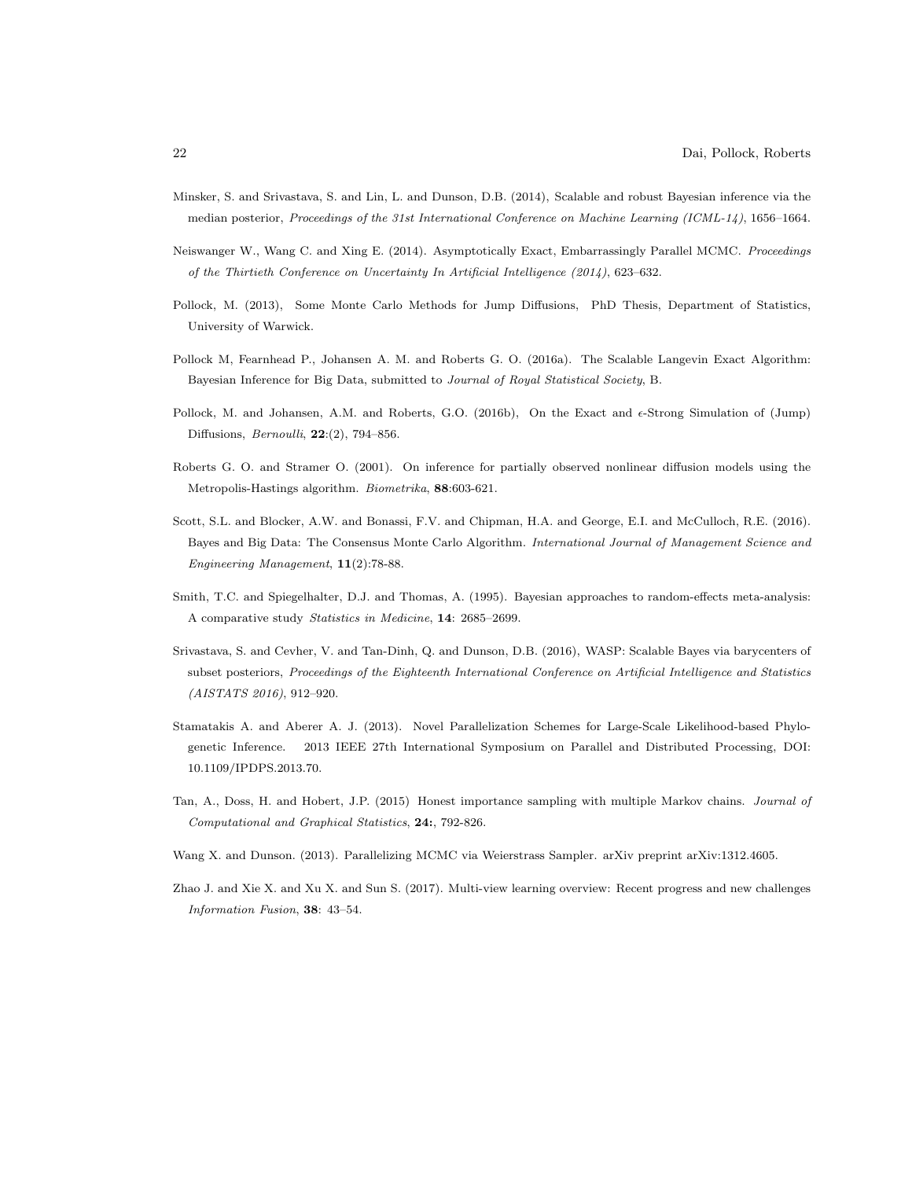Minsker, S. and Srivastava, S. and Lin, L. and Dunson, D.B. (2014), Scalable and robust Bayesian inference via the median posterior, *Proceedings of the 31st International Conference on Machine Learning (ICML-14)*, 1656–1664.

Neiswanger W., Wang C. and Xing E. (2014). Asymptotically Exact, Embarrassingly Parallel MCMC. *Proceedings of the Thirtieth Conference on Uncertainty In Artificial Intelligence (2014)*, 623–632.

Pollock, M. (2013), Some Monte Carlo Methods for Jump Diffusions, PhD Thesis, Department of Statistics, University of Warwick.

Pollock M, Fearnhead P., Johansen A. M. and Roberts G. O. (2016a). The Scalable Langevin Exact Algorithm: Bayesian Inference for Big Data, submitted to *Journal of Royal Statistical Society*, B.

Pollock, M. and Johansen, A.M. and Roberts, G.O. (2016b), On the Exact and $\epsilon$-Strong Simulation of (Jump) Diffusions, *Bernoulli*, **22**:(2), 794–856.

Roberts G. O. and Stramer O. (2001). On inference for partially observed nonlinear diffusion models using the Metropolis-Hastings algorithm. *Biometrika*, **88**:603-621.

Scott, S.L. and Blocker, A.W. and Bonassi, F.V. and Chipman, H.A. and George, E.I. and McCulloch, R.E. (2016). Bayes and Big Data: The Consensus Monte Carlo Algorithm. *International Journal of Management Science and Engineering Management*, **11**(2):78-88.

Smith, T.C. and Spiegelhalter, D.J. and Thomas, A. (1995). Bayesian approaches to random-effects meta-analysis: A comparative study *Statistics in Medicine*, **14**: 2685–2699.

Srivastava, S. and Cevher, V. and Tan-Dinh, Q. and Dunson, D.B. (2016), WASP: Scalable Bayes via barycenters of subset posteriors, *Proceedings of the Eighteenth International Conference on Artificial Intelligence and Statistics (AISTATS 2016)*, 912–920.

Stamatakis A. and Aberer A. J. (2013). Novel Parallelization Schemes for Large-Scale Likelihood-based Phylogenetic Inference. 2013 IEEE 27th International Symposium on Parallel and Distributed Processing, DOI: 10.1109/IPDPS.2013.70.

Tan, A., Doss, H. and Hobert, J.P. (2015) Honest importance sampling with multiple Markov chains. *Journal of Computational and Graphical Statistics*, **24:**, 792-826.

Wang X. and Dunson. (2013). Parallelizing MCMC via Weierstrass Sampler. arXiv preprint arXiv:1312.4605.

Zhao J. and Xie X. and Xu X. and Sun S. (2017). Multi-view learning overview: Recent progress and new challenges *Information Fusion*, **38**: 43–54.